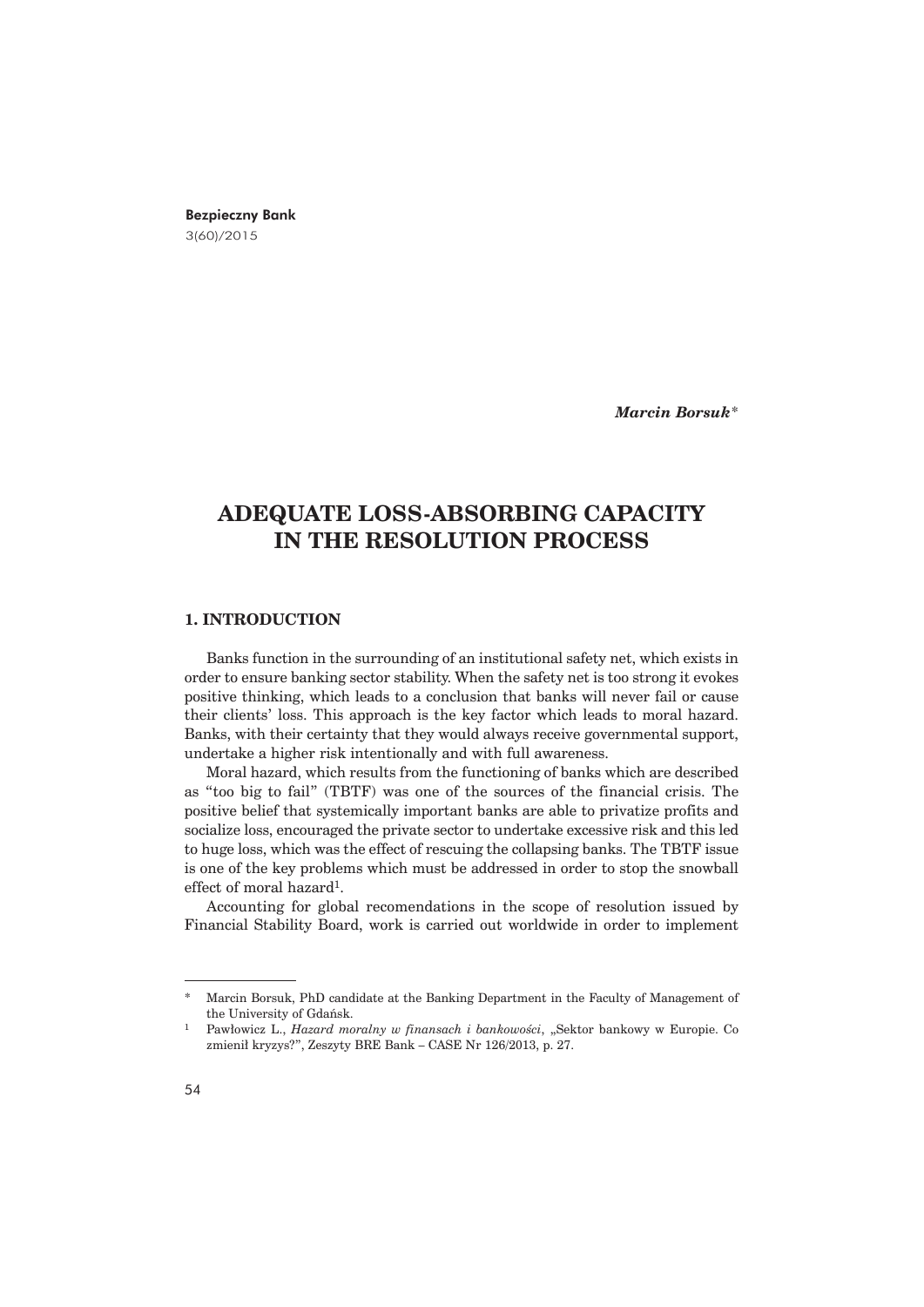Bezpieczny Bank
3(60)/2015

***Marcin Borsuk****

# ADEQUATE LOSS-ABSORBING CAPACITY IN THE RESOLUTION PROCESS

## 1. INTRODUCTION

Banks function in the surrounding of an institutional safety net, which exists in order to ensure banking sector stability. When the safety net is too strong it evokes positive thinking, which leads to a conclusion that banks will never fail or cause their clients' loss. This approach is the key factor which leads to moral hazard. Banks, with their certainty that they would always receive governmental support, undertake a higher risk intentionally and with full awareness.

Moral hazard, which results from the functioning of banks which are described as "too big to fail" (TBTF) was one of the sources of the financial crisis. The positive belief that systemically important banks are able to privatize profits and socialize loss, encouraged the private sector to undertake excessive risk and this led to huge loss, which was the effect of rescuing the collapsing banks. The TBTF issue is one of the key problems which must be addressed in order to stop the snowball effect of moral hazard[1].

Accounting for global recomendations in the scope of resolution issued by Financial Stability Board, work is carried out worldwide in order to implement

---

\* Marcin Borsuk, PhD candidate at the Banking Department in the Faculty of Management of the University of Gdańsk.

[1] Pawłowicz L., *Hazard moralny w finansach i bankowości*, „Sektor bankowy w Europie. Co zmienił kryzys?", Zeszyty BRE Bank – CASE Nr 126/2013, p. 27.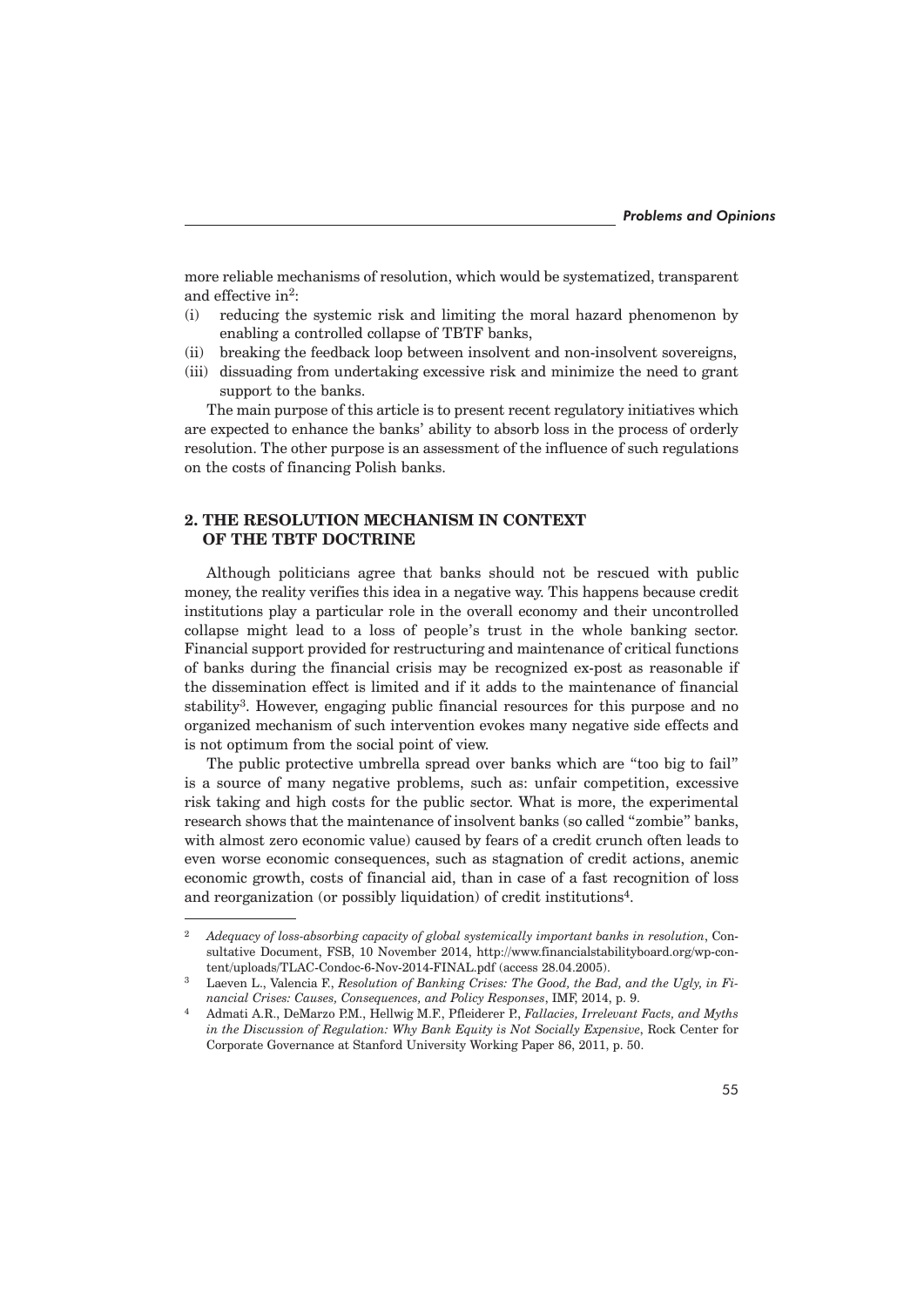more reliable mechanisms of resolution, which would be systematized, transparent and effective in[2]:

(i) reducing the systemic risk and limiting the moral hazard phenomenon by enabling a controlled collapse of TBTF banks,
(ii) breaking the feedback loop between insolvent and non-insolvent sovereigns,
(iii) dissuading from undertaking excessive risk and minimize the need to grant support to the banks.

The main purpose of this article is to present recent regulatory initiatives which are expected to enhance the banks' ability to absorb loss in the process of orderly resolution. The other purpose is an assessment of the influence of such regulations on the costs of financing Polish banks.

## 2. THE RESOLUTION MECHANISM IN CONTEXT OF THE TBTF DOCTRINE

Although politicians agree that banks should not be rescued with public money, the reality verifies this idea in a negative way. This happens because credit institutions play a particular role in the overall economy and their uncontrolled collapse might lead to a loss of people's trust in the whole banking sector. Financial support provided for restructuring and maintenance of critical functions of banks during the financial crisis may be recognized ex-post as reasonable if the dissemination effect is limited and if it adds to the maintenance of financial stability[3]. However, engaging public financial resources for this purpose and no organized mechanism of such intervention evokes many negative side effects and is not optimum from the social point of view.

The public protective umbrella spread over banks which are "too big to fail" is a source of many negative problems, such as: unfair competition, excessive risk taking and high costs for the public sector. What is more, the experimental research shows that the maintenance of insolvent banks (so called "zombie" banks, with almost zero economic value) caused by fears of a credit crunch often leads to even worse economic consequences, such as stagnation of credit actions, anemic economic growth, costs of financial aid, than in case of a fast recognition of loss and reorganization (or possibly liquidation) of credit institutions[4].

---

[2] *Adequacy of loss-absorbing capacity of global systemically important banks in resolution*, Consultative Document, FSB, 10 November 2014, http://www.financialstabilityboard.org/wp-content/uploads/TLAC-Condoc-6-Nov-2014-FINAL.pdf (access 28.04.2005).

[3] Laeven L., Valencia F., *Resolution of Banking Crises: The Good, the Bad, and the Ugly, in Financial Crises: Causes, Consequences, and Policy Responses*, IMF, 2014, p. 9.

[4] Admati A.R., DeMarzo P.M., Hellwig M.F., Pfleiderer P., *Fallacies, Irrelevant Facts, and Myths in the Discussion of Regulation: Why Bank Equity is Not Socially Expensive*, Rock Center for Corporate Governance at Stanford University Working Paper 86, 2011, p. 50.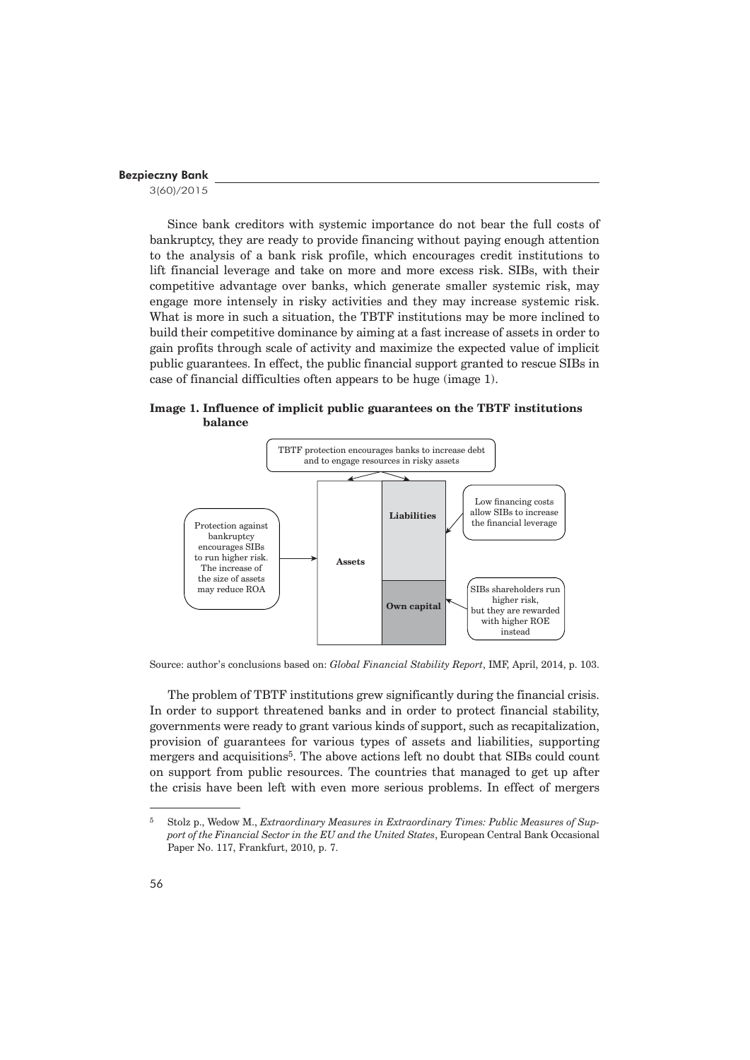Since bank creditors with systemic importance do not bear the full costs of bankruptcy, they are ready to provide financing without paying enough attention to the analysis of a bank risk profile, which encourages credit institutions to lift financial leverage and take on more and more excess risk. SIBs, with their competitive advantage over banks, which generate smaller systemic risk, may engage more intensely in risky activities and they may increase systemic risk. What is more in such a situation, the TBTF institutions may be more inclined to build their competitive dominance by aiming at a fast increase of assets in order to gain profits through scale of activity and maximize the expected value of implicit public guarantees. In effect, the public financial support granted to rescue SIBs in case of financial difficulties often appears to be huge (image 1).

**Image 1. Influence of implicit public guarantees on the TBTF institutions balance**

TBTF protection encourages banks to increase debt and to engage resources in risky assets

Protection against bankruptcy encourages SIBs to run higher risk. The increase of the size of assets may reduce ROA

**Assets**

**Liabilities**

**Own capital**

Low financing costs allow SIBs to increase the financial leverage

SIBs shareholders run higher risk, but they are rewarded with higher ROE instead

Source: author's conclusions based on: *Global Financial Stability Report*, IMF, April, 2014, p. 103.

The problem of TBTF institutions grew significantly during the financial crisis. In order to support threatened banks and in order to protect financial stability, governments were ready to grant various kinds of support, such as recapitalization, provision of guarantees for various types of assets and liabilities, supporting mergers and acquisitions[5]. The above actions left no doubt that SIBs could count on support from public resources. The countries that managed to get up after the crisis have been left with even more serious problems. In effect of mergers

[5] Stolz p., Wedow M., *Extraordinary Measures in Extraordinary Times: Public Measures of Support of the Financial Sector in the EU and the United States*, European Central Bank Occasional Paper No. 117, Frankfurt, 2010, p. 7.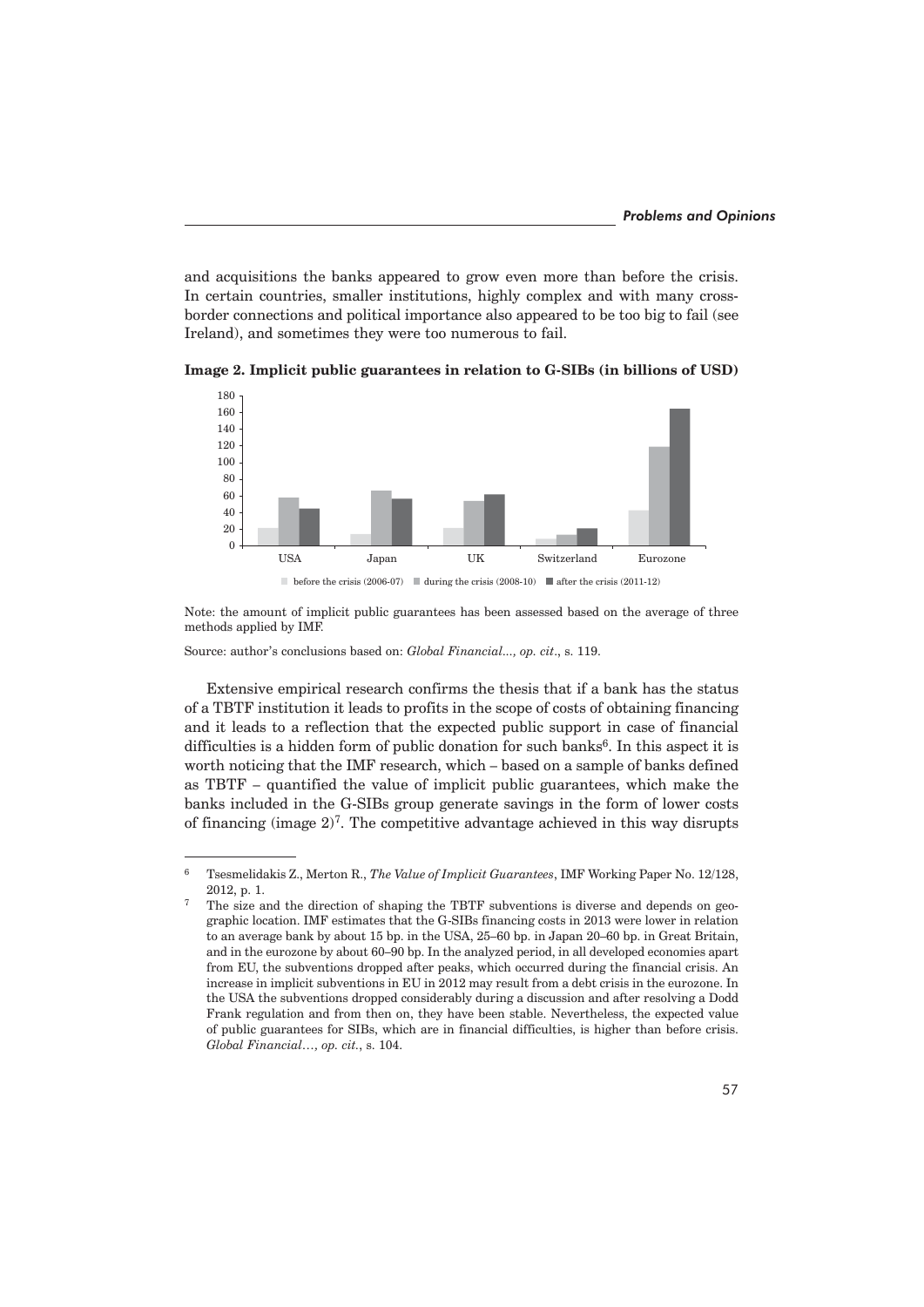and acquisitions the banks appeared to grow even more than before the crisis. In certain countries, smaller institutions, highly complex and with many cross-border connections and political importance also appeared to be too big to fail (see Ireland), and sometimes they were too numerous to fail.

**Image 2. Implicit public guarantees in relation to G-SIBs (in billions of USD)**

Note: the amount of implicit public guarantees has been assessed based on the average of three methods applied by IMF.

Source: author's conclusions based on: *Global Financial..., op. cit*., s. 119.

Extensive empirical research confirms the thesis that if a bank has the status of a TBTF institution it leads to profits in the scope of costs of obtaining financing and it leads to a reflection that the expected public support in case of financial difficulties is a hidden form of public donation for such banks[6]. In this aspect it is worth noticing that the IMF research, which – based on a sample of banks defined as TBTF – quantified the value of implicit public guarantees, which make the banks included in the G-SIBs group generate savings in the form of lower costs of financing (image 2)[7]. The competitive advantage achieved in this way disrupts

---

[6] Tsesmelidakis Z., Merton R., *The Value of Implicit Guarantees*, IMF Working Paper No. 12/128, 2012, p. 1.

[7] The size and the direction of shaping the TBTF subventions is diverse and depends on geographic location. IMF estimates that the G-SIBs financing costs in 2013 were lower in relation to an average bank by about 15 bp. in the USA, 25–60 bp. in Japan 20–60 bp. in Great Britain, and in the eurozone by about 60–90 bp. In the analyzed period, in all developed economies apart from EU, the subventions dropped after peaks, which occurred during the financial crisis. An increase in implicit subventions in EU in 2012 may result from a debt crisis in the eurozone. In the USA the subventions dropped considerably during a discussion and after resolving a Dodd Frank regulation and from then on, they have been stable. Nevertheless, the expected value of public guarantees for SIBs, which are in financial difficulties, is higher than before crisis. *Global Financial…, op. cit.*, s. 104.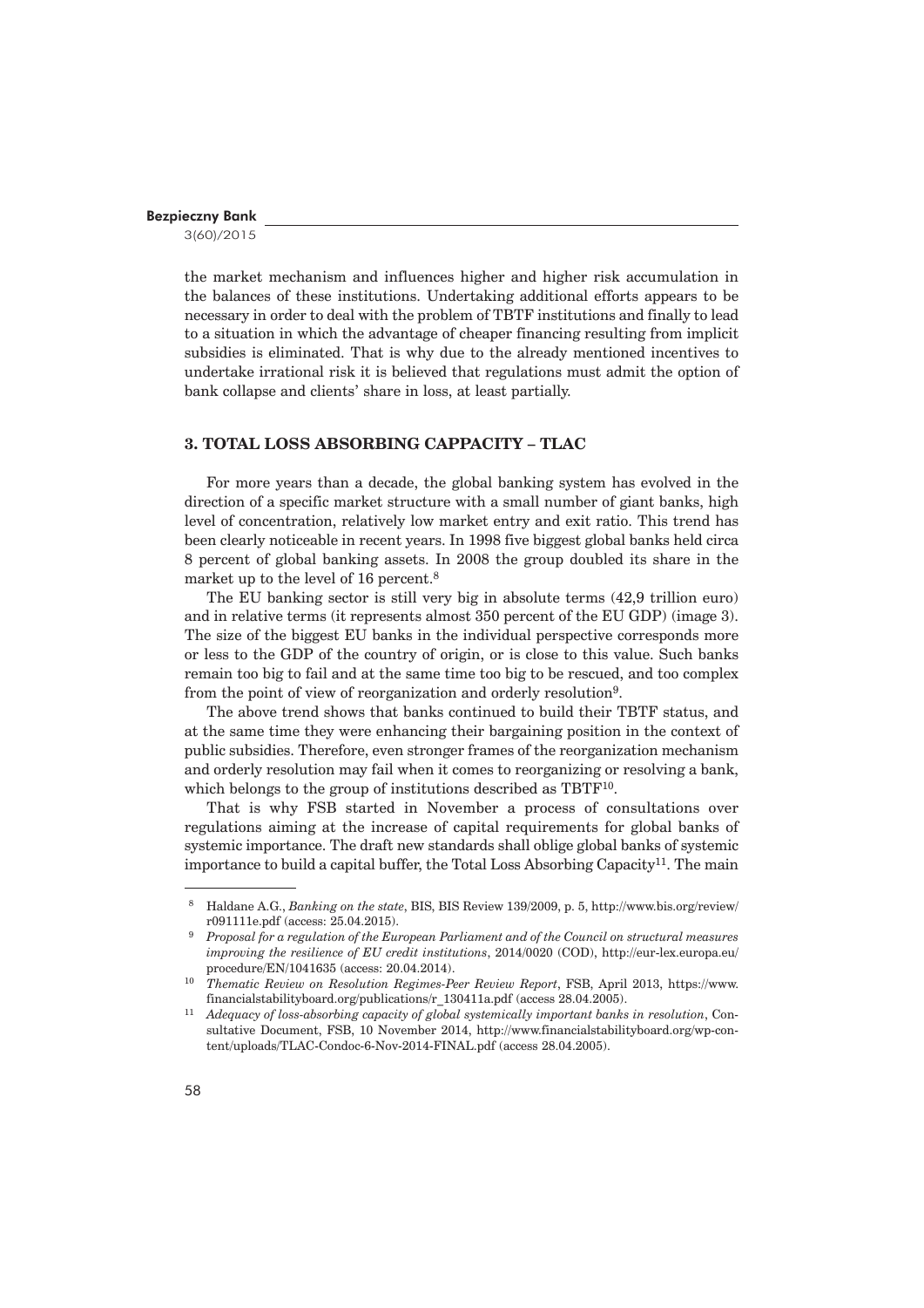the market mechanism and influences higher and higher risk accumulation in the balances of these institutions. Undertaking additional efforts appears to be necessary in order to deal with the problem of TBTF institutions and finally to lead to a situation in which the advantage of cheaper financing resulting from implicit subsidies is eliminated. That is why due to the already mentioned incentives to undertake irrational risk it is believed that regulations must admit the option of bank collapse and clients' share in loss, at least partially.

## 3. TOTAL LOSS ABSORBING CAPPACITY – TLAC

For more years than a decade, the global banking system has evolved in the direction of a specific market structure with a small number of giant banks, high level of concentration, relatively low market entry and exit ratio. This trend has been clearly noticeable in recent years. In 1998 five biggest global banks held circa 8 percent of global banking assets. In 2008 the group doubled its share in the market up to the level of 16 percent.[8]

The EU banking sector is still very big in absolute terms (42,9 trillion euro) and in relative terms (it represents almost 350 percent of the EU GDP) (image 3). The size of the biggest EU banks in the individual perspective corresponds more or less to the GDP of the country of origin, or is close to this value. Such banks remain too big to fail and at the same time too big to be rescued, and too complex from the point of view of reorganization and orderly resolution[9].

The above trend shows that banks continued to build their TBTF status, and at the same time they were enhancing their bargaining position in the context of public subsidies. Therefore, even stronger frames of the reorganization mechanism and orderly resolution may fail when it comes to reorganizing or resolving a bank, which belongs to the group of institutions described as TBTF[10].

That is why FSB started in November a process of consultations over regulations aiming at the increase of capital requirements for global banks of systemic importance. The draft new standards shall oblige global banks of systemic importance to build a capital buffer, the Total Loss Absorbing Capacity[11]. The main

---

[8] Haldane A.G., *Banking on the state*, BIS, BIS Review 139/2009, p. 5, http://www.bis.org/review/r091111e.pdf (access: 25.04.2015).

[9] *Proposal for a regulation of the European Parliament and of the Council on structural measures improving the resilience of EU credit institutions*, 2014/0020 (COD), http://eur-lex.europa.eu/procedure/EN/1041635 (access: 20.04.2014).

[10] *Thematic Review on Resolution Regimes-Peer Review Report*, FSB, April 2013, https://www.financialstabilityboard.org/publications/r_130411a.pdf (access 28.04.2005).

[11] *Adequacy of loss-absorbing capacity of global systemically important banks in resolution*, Consultative Document, FSB, 10 November 2014, http://www.financialstabilityboard.org/wp-content/uploads/TLAC-Condoc-6-Nov-2014-FINAL.pdf (access 28.04.2005).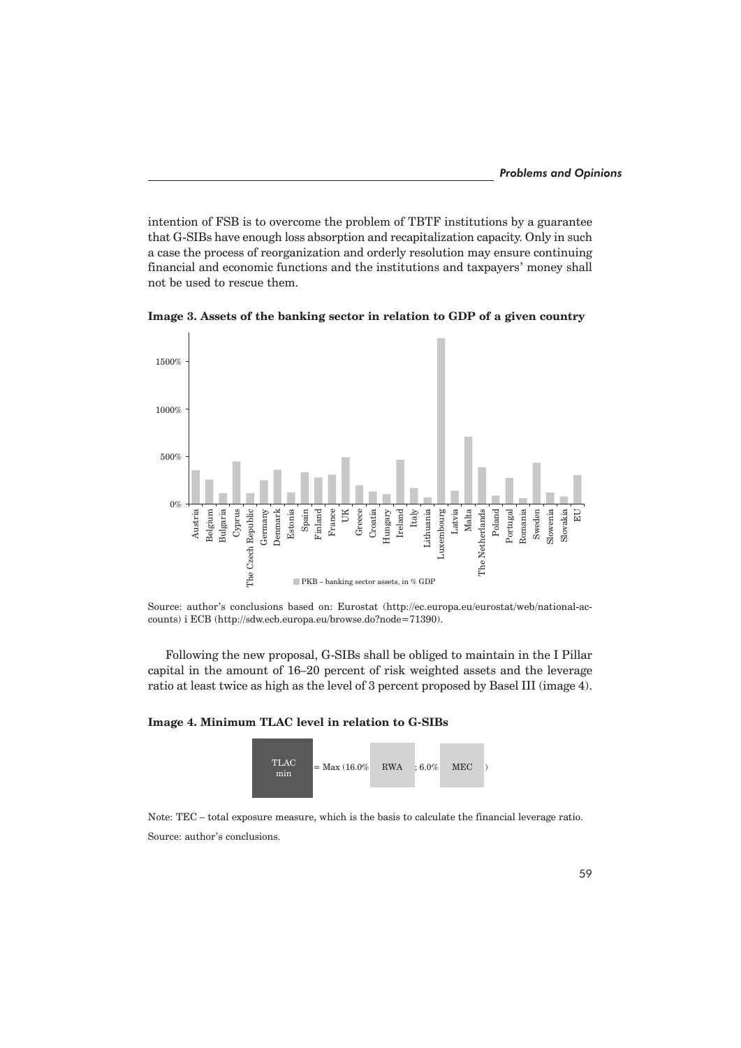intention of FSB is to overcome the problem of TBTF institutions by a guarantee that G-SIBs have enough loss absorption and recapitalization capacity. Only in such a case the process of reorganization and orderly resolution may ensure continuing financial and economic functions and the institutions and taxpayers' money shall not be used to rescue them.

**Image 3. Assets of the banking sector in relation to GDP of a given country**

Source: author's conclusions based on: Eurostat (http://ec.europa.eu/eurostat/web/national-accounts) i ECB (http://sdw.ecb.europa.eu/browse.do?node=71390).

Following the new proposal, G-SIBs shall be obliged to maintain in the I Pillar capital in the amount of 16–20 percent of risk weighted assets and the leverage ratio at least twice as high as the level of 3 percent proposed by Basel III (image 4).

**Image 4. Minimum TLAC level in relation to G-SIBs**

$$\text{TLAC}_{\min} = \text{Max}\,(16.0\%\ \text{RWA};\ 6.0\%\ \text{MEC})$$

Note: TEC – total exposure measure, which is the basis to calculate the financial leverage ratio.

Source: author's conclusions.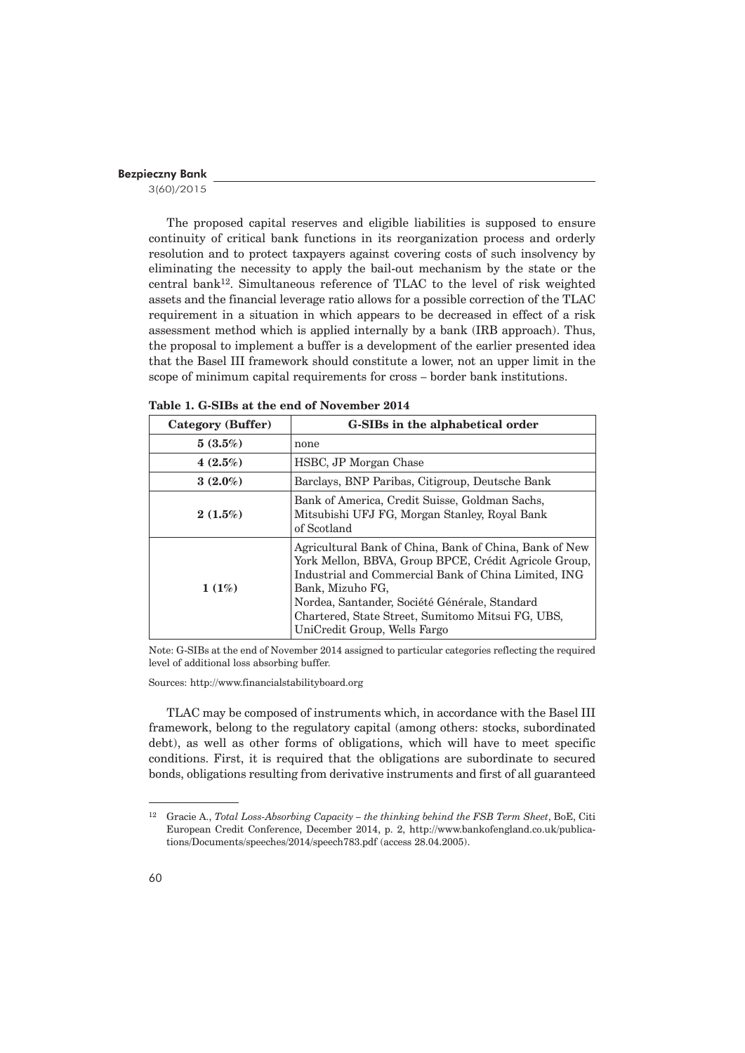The proposed capital reserves and eligible liabilities is supposed to ensure continuity of critical bank functions in its reorganization process and orderly resolution and to protect taxpayers against covering costs of such insolvency by eliminating the necessity to apply the bail-out mechanism by the state or the central bank[12]. Simultaneous reference of TLAC to the level of risk weighted assets and the financial leverage ratio allows for a possible correction of the TLAC requirement in a situation in which appears to be decreased in effect of a risk assessment method which is applied internally by a bank (IRB approach). Thus, the proposal to implement a buffer is a development of the earlier presented idea that the Basel III framework should constitute a lower, not an upper limit in the scope of minimum capital requirements for cross – border bank institutions.

**Table 1. G-SIBs at the end of November 2014**

| Category (Buffer) | G-SIBs in the alphabetical order |
|---|---|
| 5 (3.5%) | none |
| 4 (2.5%) | HSBC, JP Morgan Chase |
| 3 (2.0%) | Barclays, BNP Paribas, Citigroup, Deutsche Bank |
| 2 (1.5%) | Bank of America, Credit Suisse, Goldman Sachs, Mitsubishi UFJ FG, Morgan Stanley, Royal Bank of Scotland |
| 1 (1%) | Agricultural Bank of China, Bank of China, Bank of New York Mellon, BBVA, Group BPCE, Crédit Agricole Group, Industrial and Commercial Bank of China Limited, ING Bank, Mizuho FG, Nordea, Santander, Société Générale, Standard Chartered, State Street, Sumitomo Mitsui FG, UBS, UniCredit Group, Wells Fargo |

Note: G-SIBs at the end of November 2014 assigned to particular categories reflecting the required level of additional loss absorbing buffer.

Sources: http://www.financialstabilityboard.org

TLAC may be composed of instruments which, in accordance with the Basel III framework, belong to the regulatory capital (among others: stocks, subordinated debt), as well as other forms of obligations, which will have to meet specific conditions. First, it is required that the obligations are subordinate to secured bonds, obligations resulting from derivative instruments and first of all guaranteed

[12] Gracie A., *Total Loss-Absorbing Capacity – the thinking behind the FSB Term Sheet*, BoE, Citi European Credit Conference, December 2014, p. 2, http://www.bankofengland.co.uk/publications/Documents/speeches/2014/speech783.pdf (access 28.04.2005).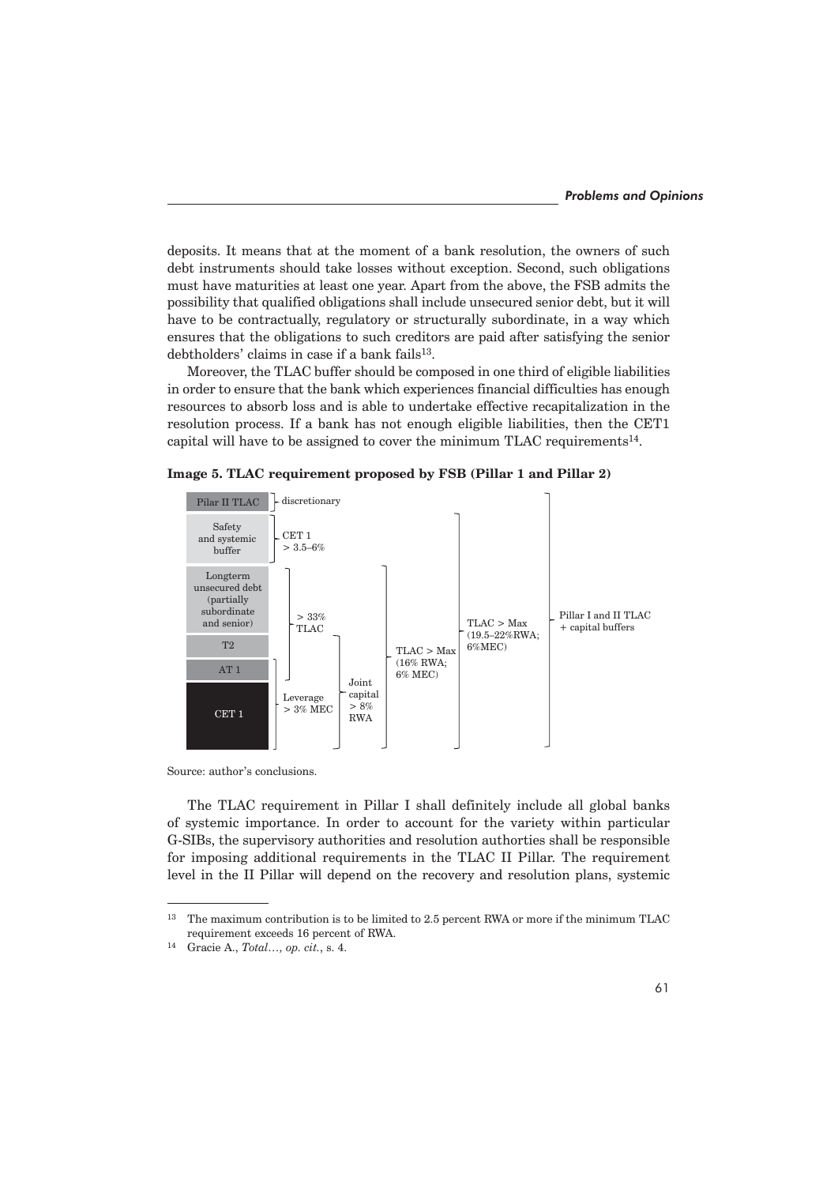deposits. It means that at the moment of a bank resolution, the owners of such debt instruments should take losses without exception. Second, such obligations must have maturities at least one year. Apart from the above, the FSB admits the possibility that qualified obligations shall include unsecured senior debt, but it will have to be contractually, regulatory or structurally subordinate, in a way which ensures that the obligations to such creditors are paid after satisfying the senior debtholders' claims in case if a bank fails[13].

Moreover, the TLAC buffer should be composed in one third of eligible liabilities in order to ensure that the bank which experiences financial difficulties has enough resources to absorb loss and is able to undertake effective recapitalization in the resolution process. If a bank has not enough eligible liabilities, then the CET1 capital will have to be assigned to cover the minimum TLAC requirements[14].

**Image 5. TLAC requirement proposed by FSB (Pillar 1 and Pillar 2)**

| Component | Requirement |
|---|---|
| Pilar II TLAC | discretionary |
| Safety and systemic buffer | CET 1 > 3.5–6% |
| Longterm unsecured debt (partially subordinate and senior) | > 33% TLAC (Longterm unsecured debt, T2, AT 1) |
| T2 | |
| AT 1 | |
| CET 1 | Leverage > 3% MEC (CET 1, AT 1) |

Additional brackets:
- Joint capital > 8% RWA (T2, AT 1, CET 1)
- TLAC > Max (16% RWA; 6% MEC) (Longterm unsecured debt, T2, AT 1, CET 1)
- TLAC > Max (19.5–22%RWA; 6%MEC) (Safety and systemic buffer through CET 1)
- Pillar I and II TLAC + capital buffers (all components)

Source: author's conclusions.

The TLAC requirement in Pillar I shall definitely include all global banks of systemic importance. In order to account for the variety within particular G-SIBs, the supervisory authorities and resolution authorties shall be responsible for imposing additional requirements in the TLAC II Pillar. The requirement level in the II Pillar will depend on the recovery and resolution plans, systemic

---

[13] The maximum contribution is to be limited to 2.5 percent RWA or more if the minimum TLAC requirement exceeds 16 percent of RWA.

[14] Gracie A., *Total…, op. cit.*, s. 4.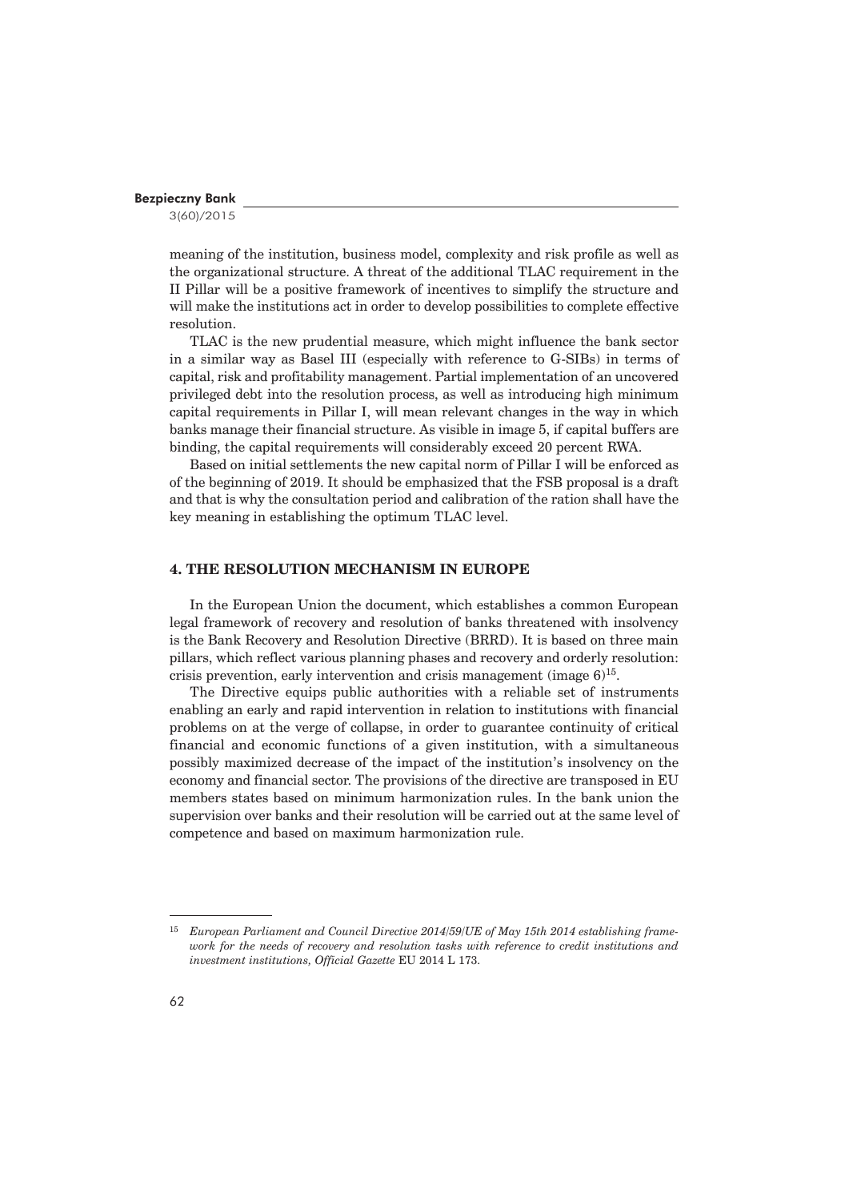meaning of the institution, business model, complexity and risk profile as well as the organizational structure. A threat of the additional TLAC requirement in the II Pillar will be a positive framework of incentives to simplify the structure and will make the institutions act in order to develop possibilities to complete effective resolution.

TLAC is the new prudential measure, which might influence the bank sector in a similar way as Basel III (especially with reference to G-SIBs) in terms of capital, risk and profitability management. Partial implementation of an uncovered privileged debt into the resolution process, as well as introducing high minimum capital requirements in Pillar I, will mean relevant changes in the way in which banks manage their financial structure. As visible in image 5, if capital buffers are binding, the capital requirements will considerably exceed 20 percent RWA.

Based on initial settlements the new capital norm of Pillar I will be enforced as of the beginning of 2019. It should be emphasized that the FSB proposal is a draft and that is why the consultation period and calibration of the ration shall have the key meaning in establishing the optimum TLAC level.

## 4. THE RESOLUTION MECHANISM IN EUROPE

In the European Union the document, which establishes a common European legal framework of recovery and resolution of banks threatened with insolvency is the Bank Recovery and Resolution Directive (BRRD). It is based on three main pillars, which reflect various planning phases and recovery and orderly resolution: crisis prevention, early intervention and crisis management (image 6)[15].

The Directive equips public authorities with a reliable set of instruments enabling an early and rapid intervention in relation to institutions with financial problems on at the verge of collapse, in order to guarantee continuity of critical financial and economic functions of a given institution, with a simultaneous possibly maximized decrease of the impact of the institution's insolvency on the economy and financial sector. The provisions of the directive are transposed in EU members states based on minimum harmonization rules. In the bank union the supervision over banks and their resolution will be carried out at the same level of competence and based on maximum harmonization rule.

---

[15] *European Parliament and Council Directive 2014/59/UE of May 15th 2014 establishing framework for the needs of recovery and resolution tasks with reference to credit institutions and investment institutions, Official Gazette* EU 2014 L 173.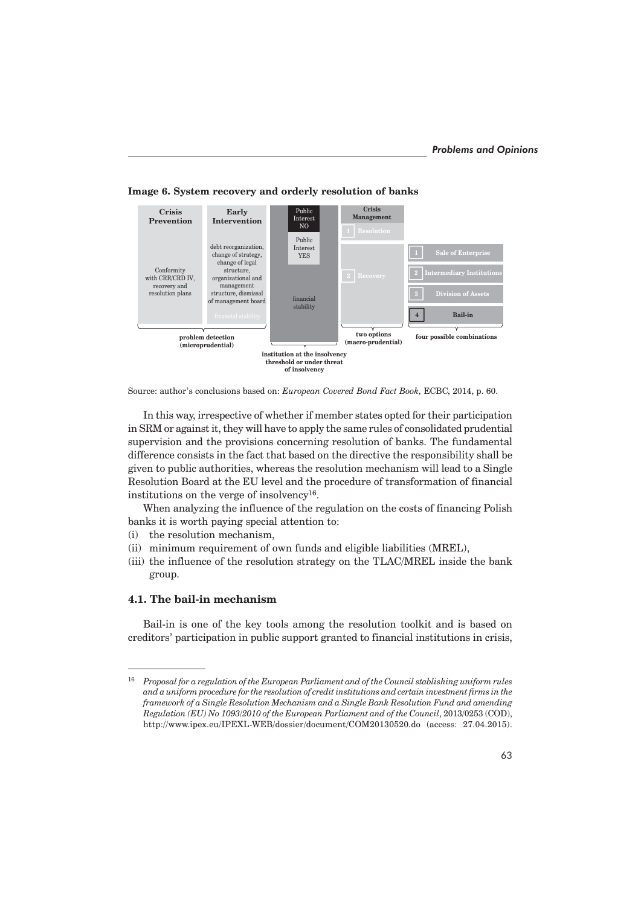**Image 6. System recovery and orderly resolution of banks**

| Crisis Prevention | Early Intervention | | Crisis Management | |
|---|---|---|---|---|
| Conformity with CRR/CRD IV, recovery and resolution plans | debt reorganization, change of strategy, change of legal structure, organizational and management structure, dismissal of management board | Public Interest NO | 1 Resolution | |
| | financial stability | Public Interest YES | 2 Recovery | 1 Sale of Enterprise |
| | | financial stability | | 2 Intermediary Institutions |
| | | | | 3 Division of Assets |
| | | | | 4 Bail-in |
| problem detection (microprudential) | | institution at the insolvency threshold or under threat of insolvency | two options (macro-prudential) | four possible combinations |

Source: author's conclusions based on: *European Covered Bond Fact Book,* ECBC, 2014, p. 60.

In this way, irrespective of whether if member states opted for their participation in SRM or against it, they will have to apply the same rules of consolidated prudential supervision and the provisions concerning resolution of banks. The fundamental difference consists in the fact that based on the directive the responsibility shall be given to public authorities, whereas the resolution mechanism will lead to a Single Resolution Board at the EU level and the procedure of transformation of financial institutions on the verge of insolvency[16].

When analyzing the influence of the regulation on the costs of financing Polish banks it is worth paying special attention to:

(i) the resolution mechanism,
(ii) minimum requirement of own funds and eligible liabilities (MREL),
(iii) the influence of the resolution strategy on the TLAC/MREL inside the bank group.

### 4.1. The bail-in mechanism

Bail-in is one of the key tools among the resolution toolkit and is based on creditors' participation in public support granted to financial institutions in crisis,

---

[16] *Proposal for a regulation of the European Parliament and of the Council stablishing uniform rules and a uniform procedure for the resolution of credit institutions and certain investment firms in the framework of a Single Resolution Mechanism and a Single Bank Resolution Fund and amending Regulation (EU) No 1093/2010 of the European Parliament and of the Council*, 2013/0253 (COD), http://www.ipex.eu/IPEXL-WEB/dossier/document/COM20130520.do (access: 27.04.2015).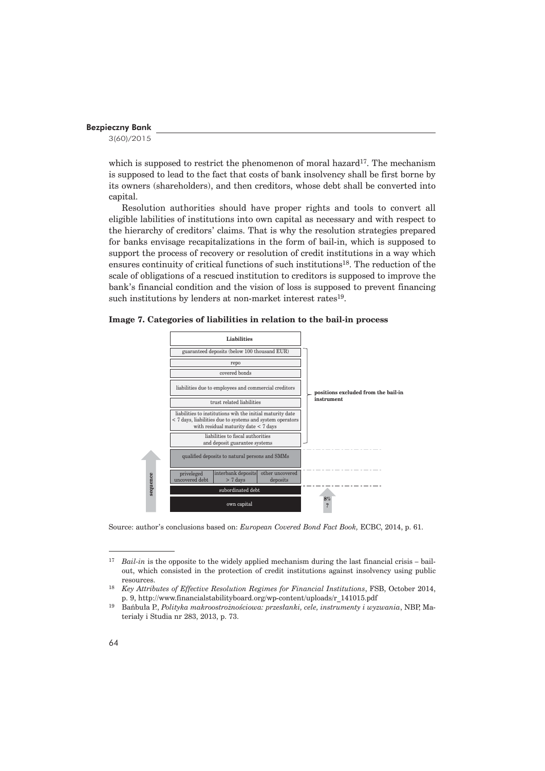which is supposed to restrict the phenomenon of moral hazard[17]. The mechanism is supposed to lead to the fact that costs of bank insolvency shall be first borne by its owners (shareholders), and then creditors, whose debt shall be converted into capital.

Resolution authorities should have proper rights and tools to convert all eligible labilities of institutions into own capital as necessary and with respect to the hierarchy of creditors' claims. That is why the resolution strategies prepared for banks envisage recapitalizations in the form of bail-in, which is supposed to support the process of recovery or resolution of credit institutions in a way which ensures continuity of critical functions of such institutions[18]. The reduction of the scale of obligations of a rescued institution to creditors is supposed to improve the bank's financial condition and the vision of loss is supposed to prevent financing such institutions by lenders at non-market interest rates[19].

**Image 7. Categories of liabilities in relation to the bail-in process**

| Liabilities | | | |
|---|---|---|---|
| guaranteed deposits (below 100 thousand EUR) | | | **positions excluded from the bail-in instrument** |
| repo | | | |
| covered bonds | | | |
| liabilities due to employees and commercial creditors | | | |
| trust related liabilities | | | |
| liabilities to institutions wih the initial maturity date < 7 days, liabilities due to systems and system operators with residual maturity date < 7 days | | | |
| liabilities to fiscal authorities and deposit guarantee systems | | | |
| qualified deposits to natural persons and SMMs | | | |
| priveleged uncovered debt | interbank deposits > 7 days | other uncovered deposits | |
| subordinated debt | | | |
| own capital | | | 8% ? |

sequence ↑

Source: author's conclusions based on: *European Covered Bond Fact Book,* ECBC, 2014, p. 61.

---

[17] *Bail-in* is the opposite to the widely applied mechanism during the last financial crisis – bail-out, which consisted in the protection of credit institutions against insolvency using public resources.

[18] *Key Attributes of Effective Resolution Regimes for Financial Institutions*, FSB, October 2014, p. 9, http://www.financialstabilityboard.org/wp-content/uploads/r_141015.pdf

[19] Bańbuła P., *Polityka makroostrożnościowa: przesłanki, cele, instrumenty i wyzwania*, NBP, Materiały i Studia nr 283, 2013, p. 73.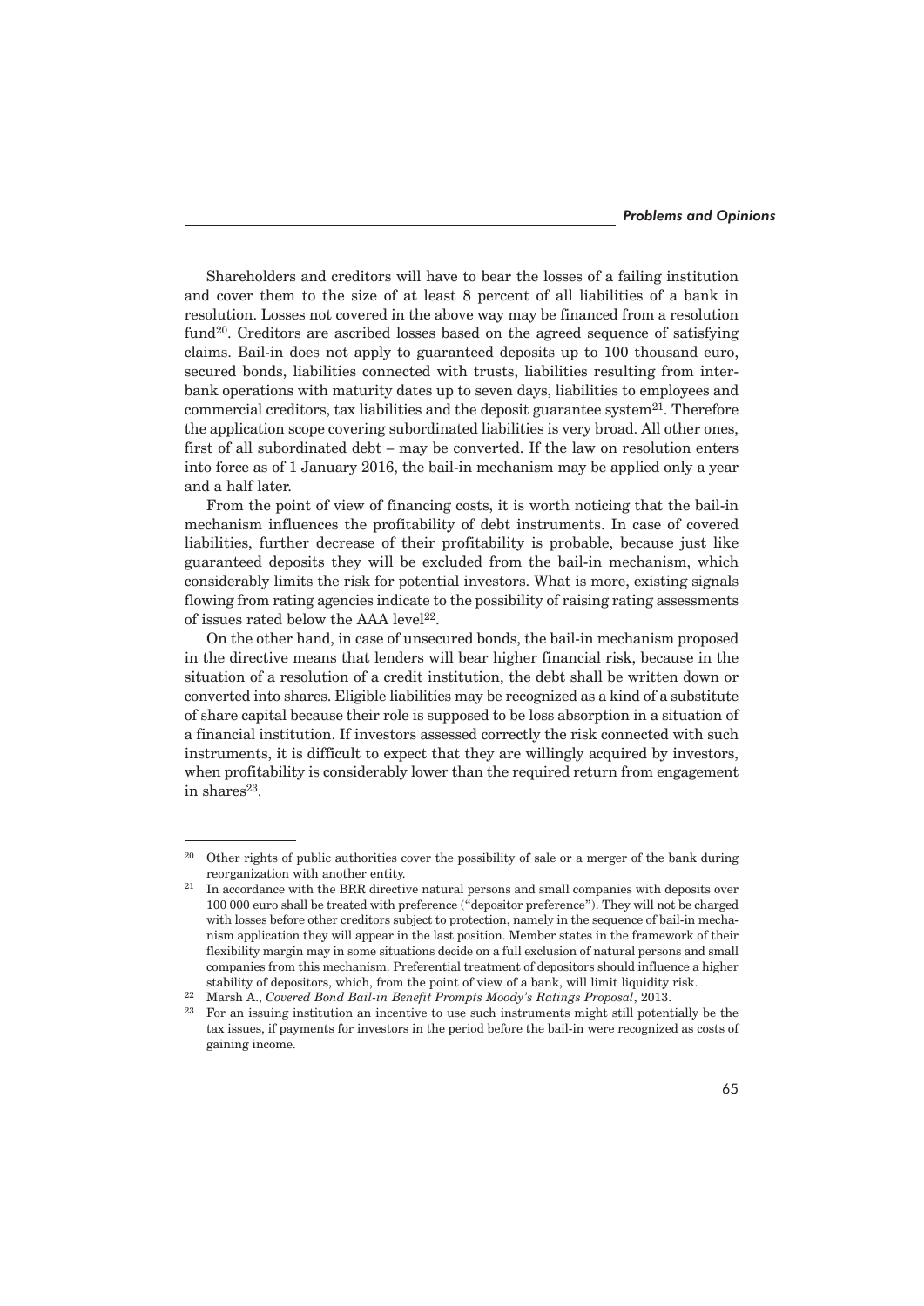Shareholders and creditors will have to bear the losses of a failing institution and cover them to the size of at least 8 percent of all liabilities of a bank in resolution. Losses not covered in the above way may be financed from a resolution fund[20]. Creditors are ascribed losses based on the agreed sequence of satisfying claims. Bail-in does not apply to guaranteed deposits up to 100 thousand euro, secured bonds, liabilities connected with trusts, liabilities resulting from inter-bank operations with maturity dates up to seven days, liabilities to employees and commercial creditors, tax liabilities and the deposit guarantee system[21]. Therefore the application scope covering subordinated liabilities is very broad. All other ones, first of all subordinated debt – may be converted. If the law on resolution enters into force as of 1 January 2016, the bail-in mechanism may be applied only a year and a half later.

From the point of view of financing costs, it is worth noticing that the bail-in mechanism influences the profitability of debt instruments. In case of covered liabilities, further decrease of their profitability is probable, because just like guaranteed deposits they will be excluded from the bail-in mechanism, which considerably limits the risk for potential investors. What is more, existing signals flowing from rating agencies indicate to the possibility of raising rating assessments of issues rated below the AAA level[22].

On the other hand, in case of unsecured bonds, the bail-in mechanism proposed in the directive means that lenders will bear higher financial risk, because in the situation of a resolution of a credit institution, the debt shall be written down or converted into shares. Eligible liabilities may be recognized as a kind of a substitute of share capital because their role is supposed to be loss absorption in a situation of a financial institution. If investors assessed correctly the risk connected with such instruments, it is difficult to expect that they are willingly acquired by investors, when profitability is considerably lower than the required return from engagement in shares[23].

---

[20] Other rights of public authorities cover the possibility of sale or a merger of the bank during reorganization with another entity.

[21] In accordance with the BRR directive natural persons and small companies with deposits over 100 000 euro shall be treated with preference ("depositor preference"). They will not be charged with losses before other creditors subject to protection, namely in the sequence of bail-in mechanism application they will appear in the last position. Member states in the framework of their flexibility margin may in some situations decide on a full exclusion of natural persons and small companies from this mechanism. Preferential treatment of depositors should influence a higher stability of depositors, which, from the point of view of a bank, will limit liquidity risk.

[22] Marsh A., *Covered Bond Bail-in Benefit Prompts Moody's Ratings Proposal*, 2013.

[23] For an issuing institution an incentive to use such instruments might still potentially be the tax issues, if payments for investors in the period before the bail-in were recognized as costs of gaining income.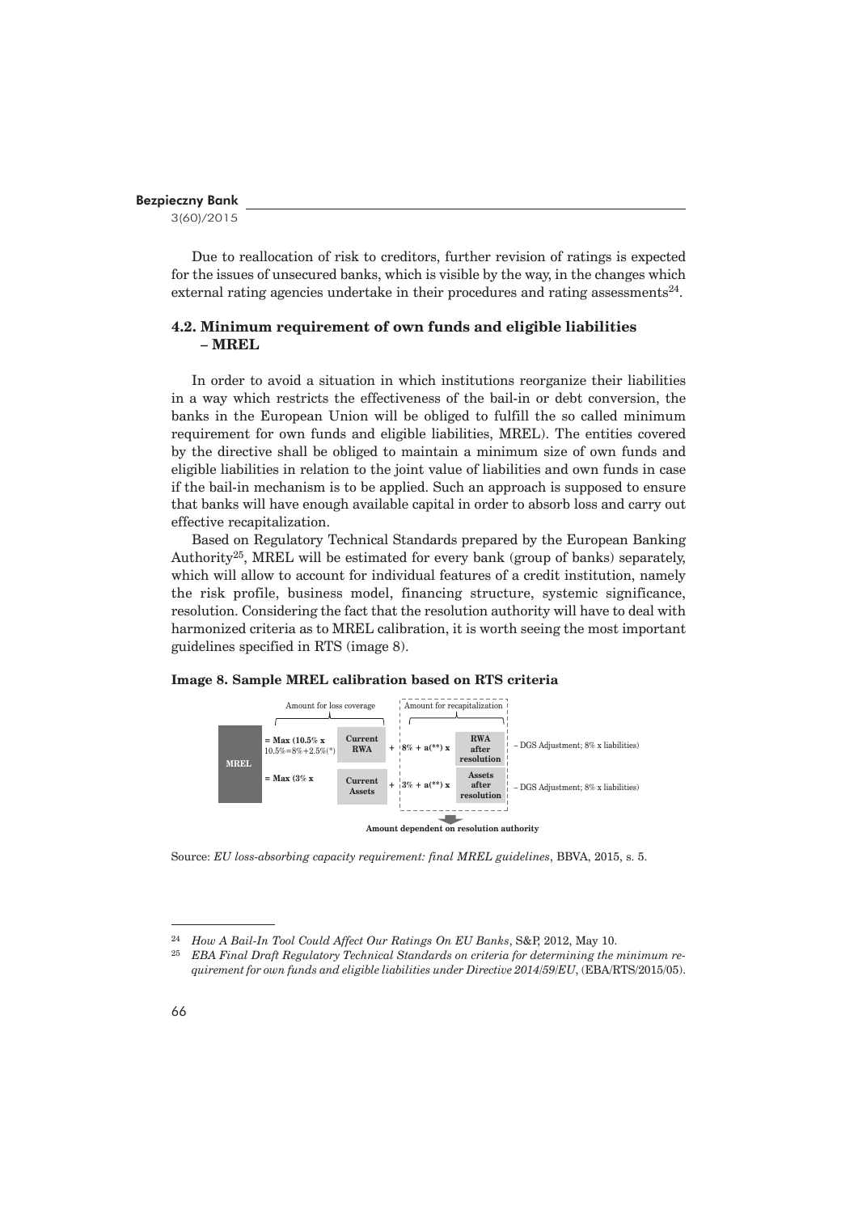Due to reallocation of risk to creditors, further revision of ratings is expected for the issues of unsecured banks, which is visible by the way, in the changes which external rating agencies undertake in their procedures and rating assessments[24].

## 4.2. Minimum requirement of own funds and eligible liabilities – MREL

In order to avoid a situation in which institutions reorganize their liabilities in a way which restricts the effectiveness of the bail-in or debt conversion, the banks in the European Union will be obliged to fulfill the so called minimum requirement for own funds and eligible liabilities, MREL). The entities covered by the directive shall be obliged to maintain a minimum size of own funds and eligible liabilities in relation to the joint value of liabilities and own funds in case if the bail-in mechanism is to be applied. Such an approach is supposed to ensure that banks will have enough available capital in order to absorb loss and carry out effective recapitalization.

Based on Regulatory Technical Standards prepared by the European Banking Authority[25], MREL will be estimated for every bank (group of banks) separately, which will allow to account for individual features of a credit institution, namely the risk profile, business model, financing structure, systemic significance, resolution. Considering the fact that the resolution authority will have to deal with harmonized criteria as to MREL calibration, it is worth seeing the most important guidelines specified in RTS (image 8).

**Image 8. Sample MREL calibration based on RTS criteria**

Amount for loss coverage | Amount for recapitalization

MREL = Max (10.5% x Current RWA + 8% + a(**) x RWA after resolution – DGS Adjustment; 8% x liabilities)
10.5%=8%+2.5%(*)

MREL = Max (3% x Current Assets + 3% + a(**) x Assets after resolution – DGS Adjustment; 8% x liabilities)

Amount dependent on resolution authority

Source: *EU loss-absorbing capacity requirement: final MREL guidelines*, BBVA, 2015, s. 5.

---

[24] *How A Bail-In Tool Could Affect Our Ratings On EU Banks*, S&P, 2012, May 10.

[25] *EBA Final Draft Regulatory Technical Standards on criteria for determining the minimum requirement for own funds and eligible liabilities under Directive 2014/59/EU*, (EBA/RTS/2015/05).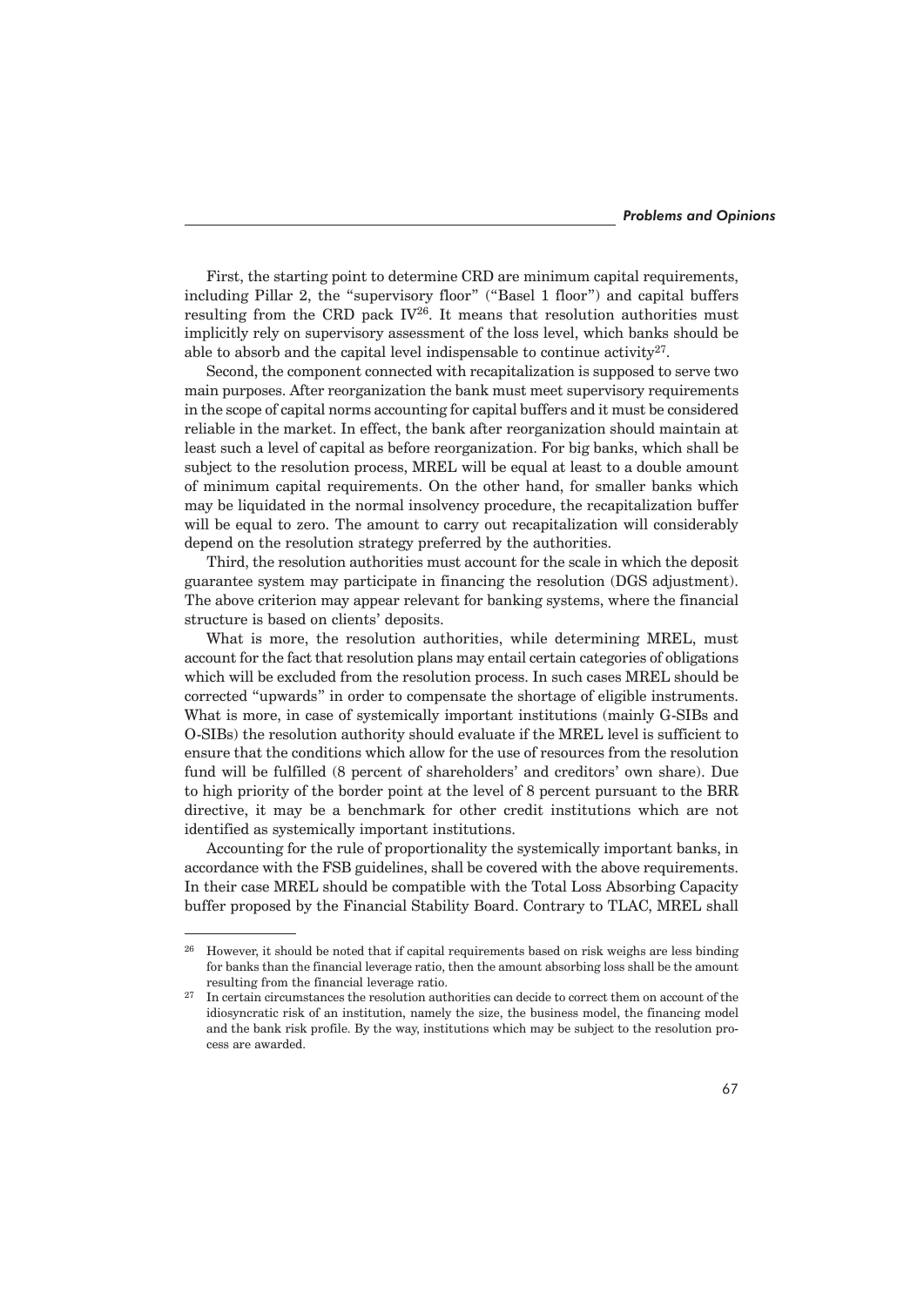First, the starting point to determine CRD are minimum capital requirements, including Pillar 2, the "supervisory floor" ("Basel 1 floor") and capital buffers resulting from the CRD pack IV[26]. It means that resolution authorities must implicitly rely on supervisory assessment of the loss level, which banks should be able to absorb and the capital level indispensable to continue activity[27].

Second, the component connected with recapitalization is supposed to serve two main purposes. After reorganization the bank must meet supervisory requirements in the scope of capital norms accounting for capital buffers and it must be considered reliable in the market. In effect, the bank after reorganization should maintain at least such a level of capital as before reorganization. For big banks, which shall be subject to the resolution process, MREL will be equal at least to a double amount of minimum capital requirements. On the other hand, for smaller banks which may be liquidated in the normal insolvency procedure, the recapitalization buffer will be equal to zero. The amount to carry out recapitalization will considerably depend on the resolution strategy preferred by the authorities.

Third, the resolution authorities must account for the scale in which the deposit guarantee system may participate in financing the resolution (DGS adjustment). The above criterion may appear relevant for banking systems, where the financial structure is based on clients' deposits.

What is more, the resolution authorities, while determining MREL, must account for the fact that resolution plans may entail certain categories of obligations which will be excluded from the resolution process. In such cases MREL should be corrected "upwards" in order to compensate the shortage of eligible instruments. What is more, in case of systemically important institutions (mainly G-SIBs and O-SIBs) the resolution authority should evaluate if the MREL level is sufficient to ensure that the conditions which allow for the use of resources from the resolution fund will be fulfilled (8 percent of shareholders' and creditors' own share). Due to high priority of the border point at the level of 8 percent pursuant to the BRR directive, it may be a benchmark for other credit institutions which are not identified as systemically important institutions.

Accounting for the rule of proportionality the systemically important banks, in accordance with the FSB guidelines, shall be covered with the above requirements. In their case MREL should be compatible with the Total Loss Absorbing Capacity buffer proposed by the Financial Stability Board. Contrary to TLAC, MREL shall

---

[26] However, it should be noted that if capital requirements based on risk weighs are less binding for banks than the financial leverage ratio, then the amount absorbing loss shall be the amount resulting from the financial leverage ratio.

[27] In certain circumstances the resolution authorities can decide to correct them on account of the idiosyncratic risk of an institution, namely the size, the business model, the financing model and the bank risk profile. By the way, institutions which may be subject to the resolution process are awarded.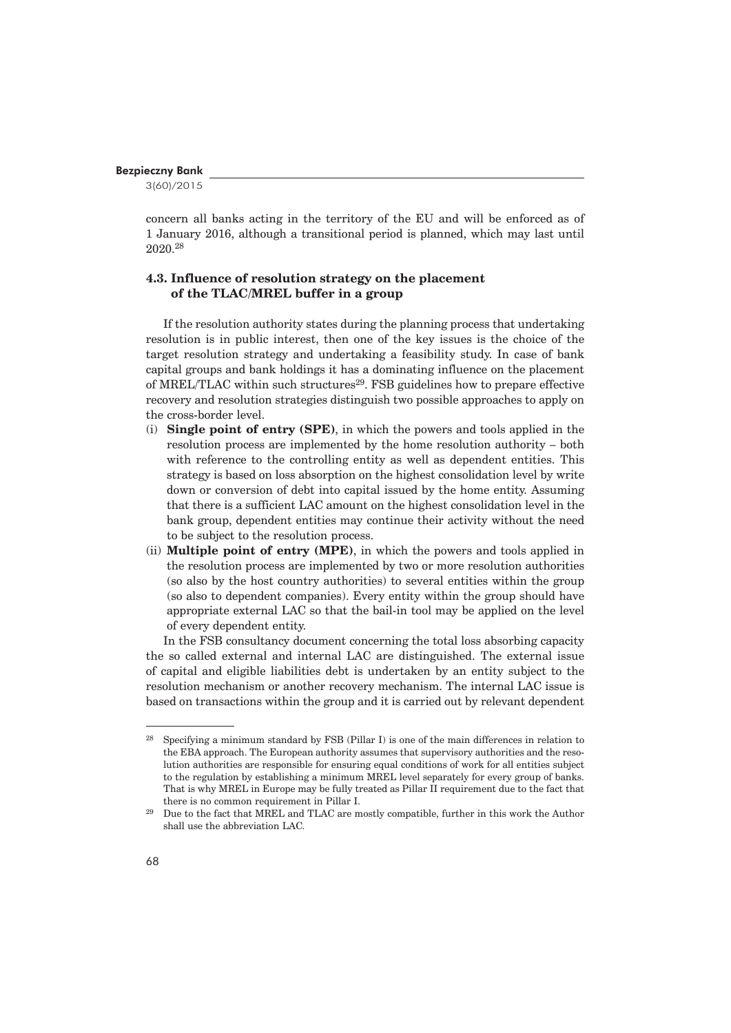concern all banks acting in the territory of the EU and will be enforced as of 1 January 2016, although a transitional period is planned, which may last until 2020.[28]

### 4.3. Influence of resolution strategy on the placement of the TLAC/MREL buffer in a group

If the resolution authority states during the planning process that undertaking resolution is in public interest, then one of the key issues is the choice of the target resolution strategy and undertaking a feasibility study. In case of bank capital groups and bank holdings it has a dominating influence on the placement of MREL/TLAC within such structures[29]. FSB guidelines how to prepare effective recovery and resolution strategies distinguish two possible approaches to apply on the cross-border level.

(i) **Single point of entry (SPE)**, in which the powers and tools applied in the resolution process are implemented by the home resolution authority – both with reference to the controlling entity as well as dependent entities. This strategy is based on loss absorption on the highest consolidation level by write down or conversion of debt into capital issued by the home entity. Assuming that there is a sufficient LAC amount on the highest consolidation level in the bank group, dependent entities may continue their activity without the need to be subject to the resolution process.

(ii) **Multiple point of entry (MPE)**, in which the powers and tools applied in the resolution process are implemented by two or more resolution authorities (so also by the host country authorities) to several entities within the group (so also to dependent companies). Every entity within the group should have appropriate external LAC so that the bail-in tool may be applied on the level of every dependent entity.

In the FSB consultancy document concerning the total loss absorbing capacity the so called external and internal LAC are distinguished. The external issue of capital and eligible liabilities debt is undertaken by an entity subject to the resolution mechanism or another recovery mechanism. The internal LAC issue is based on transactions within the group and it is carried out by relevant dependent

---

[28] Specifying a minimum standard by FSB (Pillar I) is one of the main differences in relation to the EBA approach. The European authority assumes that supervisory authorities and the resolution authorities are responsible for ensuring equal conditions of work for all entities subject to the regulation by establishing a minimum MREL level separately for every group of banks. That is why MREL in Europe may be fully treated as Pillar II requirement due to the fact that there is no common requirement in Pillar I.

[29] Due to the fact that MREL and TLAC are mostly compatible, further in this work the Author shall use the abbreviation LAC.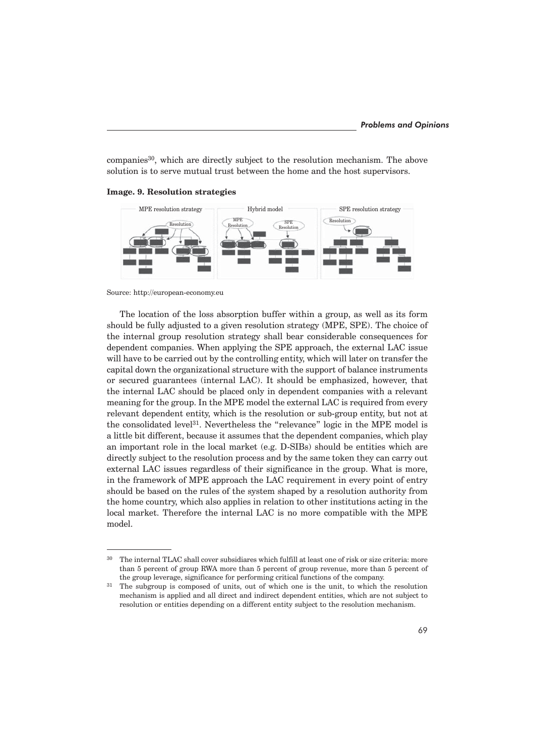companies[30], which are directly subject to the resolution mechanism. The above solution is to serve mutual trust between the home and the host supervisors.

**Image. 9. Resolution strategies**

Source: http://european-economy.eu

The location of the loss absorption buffer within a group, as well as its form should be fully adjusted to a given resolution strategy (MPE, SPE). The choice of the internal group resolution strategy shall bear considerable consequences for dependent companies. When applying the SPE approach, the external LAC issue will have to be carried out by the controlling entity, which will later on transfer the capital down the organizational structure with the support of balance instruments or secured guarantees (internal LAC). It should be emphasized, however, that the internal LAC should be placed only in dependent companies with a relevant meaning for the group. In the MPE model the external LAC is required from every relevant dependent entity, which is the resolution or sub-group entity, but not at the consolidated level[31]. Nevertheless the "relevance" logic in the MPE model is a little bit different, because it assumes that the dependent companies, which play an important role in the local market (e.g. D-SIBs) should be entities which are directly subject to the resolution process and by the same token they can carry out external LAC issues regardless of their significance in the group. What is more, in the framework of MPE approach the LAC requirement in every point of entry should be based on the rules of the system shaped by a resolution authority from the home country, which also applies in relation to other institutions acting in the local market. Therefore the internal LAC is no more compatible with the MPE model.

---

[30] The internal TLAC shall cover subsidiares which fulfill at least one of risk or size criteria: more than 5 percent of group RWA more than 5 percent of group revenue, more than 5 percent of the group leverage, significance for performing critical functions of the company.

[31] The subgroup is composed of units, out of which one is the unit, to which the resolution mechanism is applied and all direct and indirect dependent entities, which are not subject to resolution or entities depending on a different entity subject to the resolution mechanism.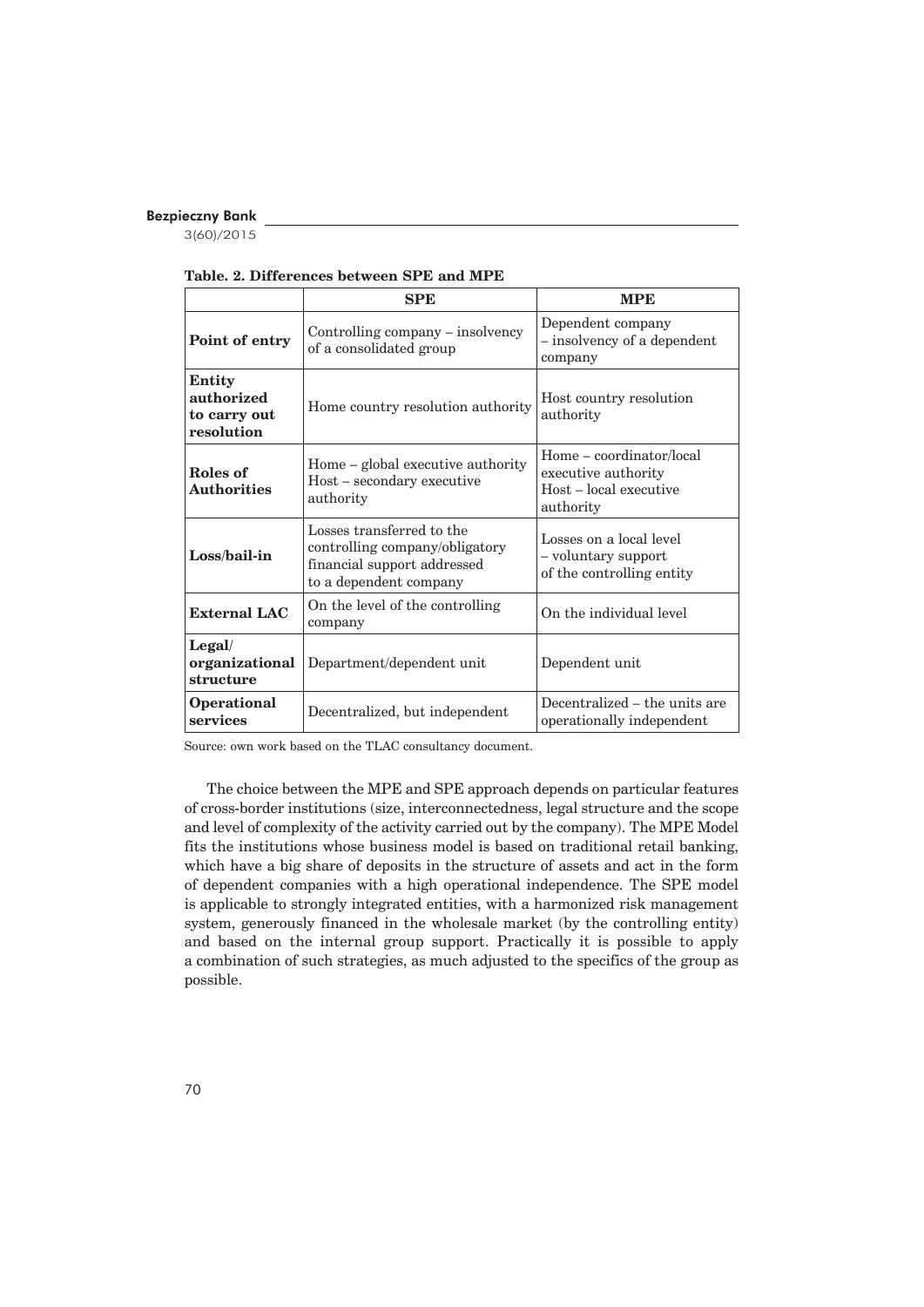**Table. 2. Differences between SPE and MPE**

| | SPE | MPE |
|---|---|---|
| **Point of entry** | Controlling company – insolvency of a consolidated group | Dependent company – insolvency of a dependent company |
| **Entity authorized to carry out resolution** | Home country resolution authority | Host country resolution authority |
| **Roles of Authorities** | Home – global executive authority Host – secondary executive authority | Home – coordinator/local executive authority Host – local executive authority |
| **Loss/bail-in** | Losses transferred to the controlling company/obligatory financial support addressed to a dependent company | Losses on a local level – voluntary support of the controlling entity |
| **External LAC** | On the level of the controlling company | On the individual level |
| **Legal/ organizational structure** | Department/dependent unit | Dependent unit |
| **Operational services** | Decentralized, but independent | Decentralized – the units are operationally independent |

Source: own work based on the TLAC consultancy document.

The choice between the MPE and SPE approach depends on particular features of cross-border institutions (size, interconnectedness, legal structure and the scope and level of complexity of the activity carried out by the company). The MPE Model fits the institutions whose business model is based on traditional retail banking, which have a big share of deposits in the structure of assets and act in the form of dependent companies with a high operational independence. The SPE model is applicable to strongly integrated entities, with a harmonized risk management system, generously financed in the wholesale market (by the controlling entity) and based on the internal group support. Practically it is possible to apply a combination of such strategies, as much adjusted to the specifics of the group as possible.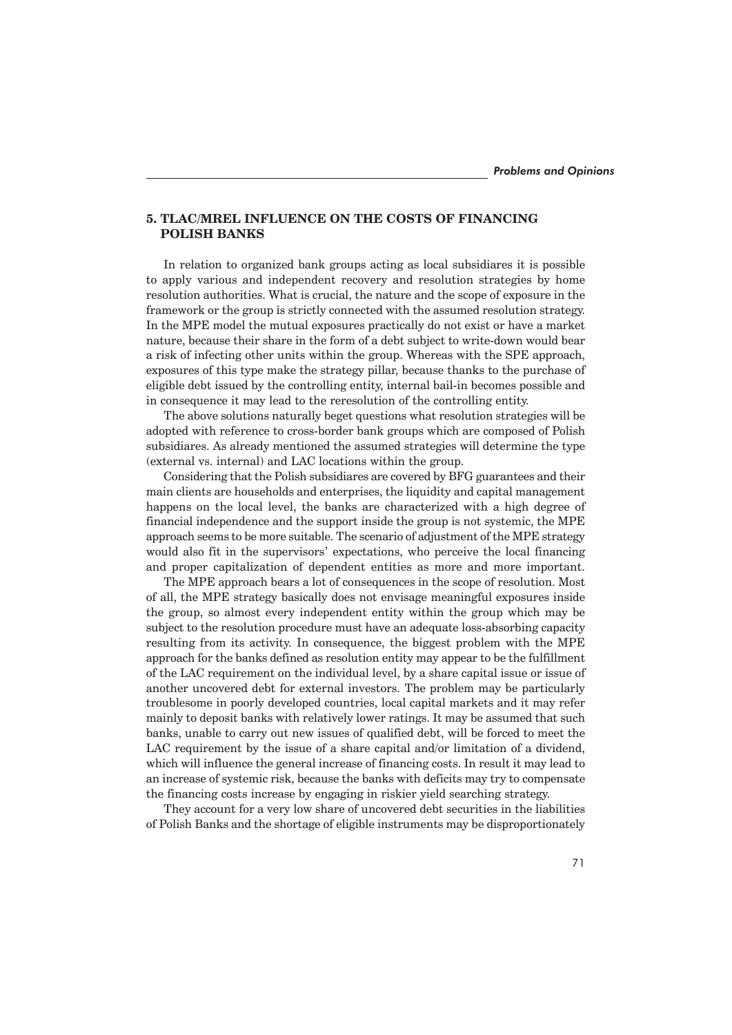## 5. TLAC/MREL INFLUENCE ON THE COSTS OF FINANCING POLISH BANKS

In relation to organized bank groups acting as local subsidiares it is possible to apply various and independent recovery and resolution strategies by home resolution authorities. What is crucial, the nature and the scope of exposure in the framework or the group is strictly connected with the assumed resolution strategy. In the MPE model the mutual exposures practically do not exist or have a market nature, because their share in the form of a debt subject to write-down would bear a risk of infecting other units within the group. Whereas with the SPE approach, exposures of this type make the strategy pillar, because thanks to the purchase of eligible debt issued by the controlling entity, internal bail-in becomes possible and in consequence it may lead to the reresolution of the controlling entity.

The above solutions naturally beget questions what resolution strategies will be adopted with reference to cross-border bank groups which are composed of Polish subsidiares. As already mentioned the assumed strategies will determine the type (external vs. internal) and LAC locations within the group.

Considering that the Polish subsidiares are covered by BFG guarantees and their main clients are households and enterprises, the liquidity and capital management happens on the local level, the banks are characterized with a high degree of financial independence and the support inside the group is not systemic, the MPE approach seems to be more suitable. The scenario of adjustment of the MPE strategy would also fit in the supervisors' expectations, who perceive the local financing and proper capitalization of dependent entities as more and more important.

The MPE approach bears a lot of consequences in the scope of resolution. Most of all, the MPE strategy basically does not envisage meaningful exposures inside the group, so almost every independent entity within the group which may be subject to the resolution procedure must have an adequate loss-absorbing capacity resulting from its activity. In consequence, the biggest problem with the MPE approach for the banks defined as resolution entity may appear to be the fulfillment of the LAC requirement on the individual level, by a share capital issue or issue of another uncovered debt for external investors. The problem may be particularly troublesome in poorly developed countries, local capital markets and it may refer mainly to deposit banks with relatively lower ratings. It may be assumed that such banks, unable to carry out new issues of qualified debt, will be forced to meet the LAC requirement by the issue of a share capital and/or limitation of a dividend, which will influence the general increase of financing costs. In result it may lead to an increase of systemic risk, because the banks with deficits may try to compensate the financing costs increase by engaging in riskier yield searching strategy.

They account for a very low share of uncovered debt securities in the liabilities of Polish Banks and the shortage of eligible instruments may be disproportionately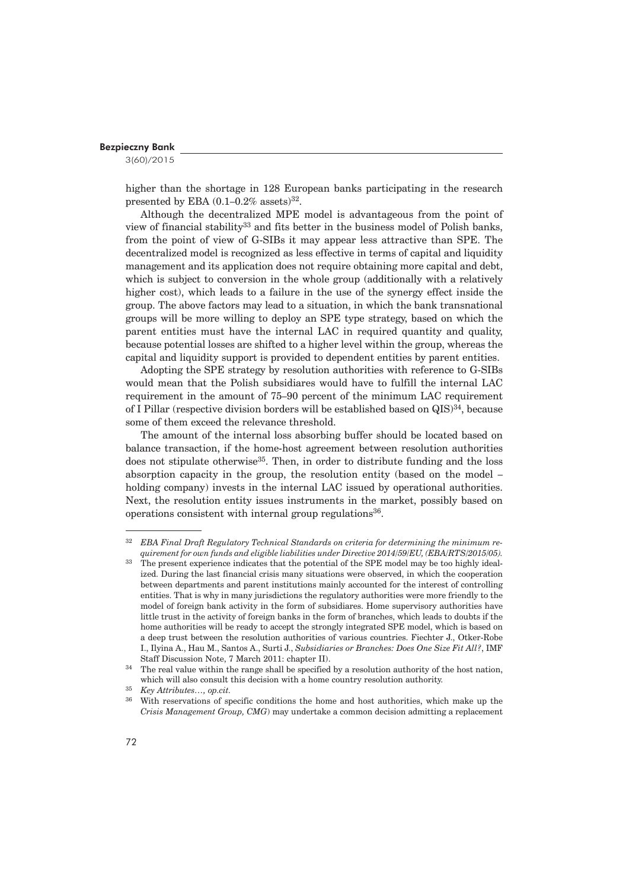higher than the shortage in 128 European banks participating in the research presented by EBA (0.1–0.2% assets)[32].

Although the decentralized MPE model is advantageous from the point of view of financial stability[33] and fits better in the business model of Polish banks, from the point of view of G-SIBs it may appear less attractive than SPE. The decentralized model is recognized as less effective in terms of capital and liquidity management and its application does not require obtaining more capital and debt, which is subject to conversion in the whole group (additionally with a relatively higher cost), which leads to a failure in the use of the synergy effect inside the group. The above factors may lead to a situation, in which the bank transnational groups will be more willing to deploy an SPE type strategy, based on which the parent entities must have the internal LAC in required quantity and quality, because potential losses are shifted to a higher level within the group, whereas the capital and liquidity support is provided to dependent entities by parent entities.

Adopting the SPE strategy by resolution authorities with reference to G-SIBs would mean that the Polish subsidiares would have to fulfill the internal LAC requirement in the amount of 75–90 percent of the minimum LAC requirement of I Pillar (respective division borders will be established based on QIS)[34], because some of them exceed the relevance threshold.

The amount of the internal loss absorbing buffer should be located based on balance transaction, if the home-host agreement between resolution authorities does not stipulate otherwise[35]. Then, in order to distribute funding and the loss absorption capacity in the group, the resolution entity (based on the model – holding company) invests in the internal LAC issued by operational authorities. Next, the resolution entity issues instruments in the market, possibly based on operations consistent with internal group regulations[36].

---

[32] *EBA Final Draft Regulatory Technical Standards on criteria for determining the minimum requirement for own funds and eligible liabilities under Directive 2014/59/EU, (EBA/RTS/2015/05).*

[33] The present experience indicates that the potential of the SPE model may be too highly idealized. During the last financial crisis many situations were observed, in which the cooperation between departments and parent institutions mainly accounted for the interest of controlling entities. That is why in many jurisdictions the regulatory authorities were more friendly to the model of foreign bank activity in the form of subsidiares. Home supervisory authorities have little trust in the activity of foreign banks in the form of branches, which leads to doubts if the home authorities will be ready to accept the strongly integrated SPE model, which is based on a deep trust between the resolution authorities of various countries. Fiechter J., Otker-Robe I., Ilyina A., Hau M., Santos A., Surti J., *Subsidiaries or Branches: Does One Size Fit All?*, IMF Staff Discussion Note, 7 March 2011: chapter II).

[34] The real value within the range shall be specified by a resolution authority of the host nation, which will also consult this decision with a home country resolution authority.

[35] *Key Attributes…, op.cit.*

[36] With reservations of specific conditions the home and host authorities, which make up the *Crisis Management Group, CMG*) may undertake a common decision admitting a replacement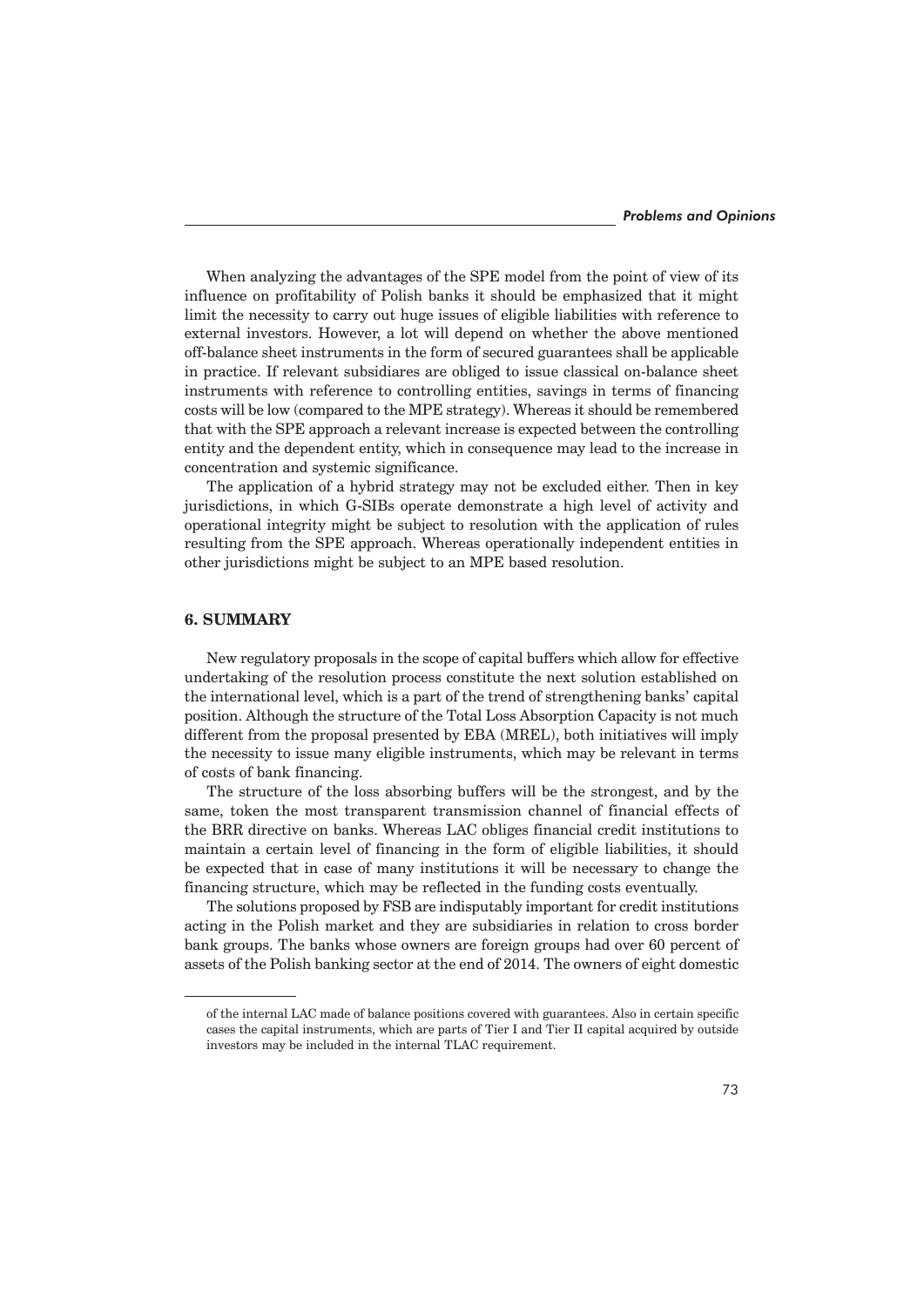When analyzing the advantages of the SPE model from the point of view of its influence on profitability of Polish banks it should be emphasized that it might limit the necessity to carry out huge issues of eligible liabilities with reference to external investors. However, a lot will depend on whether the above mentioned off-balance sheet instruments in the form of secured guarantees shall be applicable in practice. If relevant subsidiares are obliged to issue classical on-balance sheet instruments with reference to controlling entities, savings in terms of financing costs will be low (compared to the MPE strategy). Whereas it should be remembered that with the SPE approach a relevant increase is expected between the controlling entity and the dependent entity, which in consequence may lead to the increase in concentration and systemic significance.

The application of a hybrid strategy may not be excluded either. Then in key jurisdictions, in which G-SIBs operate demonstrate a high level of activity and operational integrity might be subject to resolution with the application of rules resulting from the SPE approach. Whereas operationally independent entities in other jurisdictions might be subject to an MPE based resolution.

## 6. SUMMARY

New regulatory proposals in the scope of capital buffers which allow for effective undertaking of the resolution process constitute the next solution established on the international level, which is a part of the trend of strengthening banks' capital position. Although the structure of the Total Loss Absorption Capacity is not much different from the proposal presented by EBA (MREL), both initiatives will imply the necessity to issue many eligible instruments, which may be relevant in terms of costs of bank financing.

The structure of the loss absorbing buffers will be the strongest, and by the same, token the most transparent transmission channel of financial effects of the BRR directive on banks. Whereas LAC obliges financial credit institutions to maintain a certain level of financing in the form of eligible liabilities, it should be expected that in case of many institutions it will be necessary to change the financing structure, which may be reflected in the funding costs eventually.

The solutions proposed by FSB are indisputably important for credit institutions acting in the Polish market and they are subsidiaries in relation to cross border bank groups. The banks whose owners are foreign groups had over 60 percent of assets of the Polish banking sector at the end of 2014. The owners of eight domestic

---

of the internal LAC made of balance positions covered with guarantees. Also in certain specific cases the capital instruments, which are parts of Tier I and Tier II capital acquired by outside investors may be included in the internal TLAC requirement.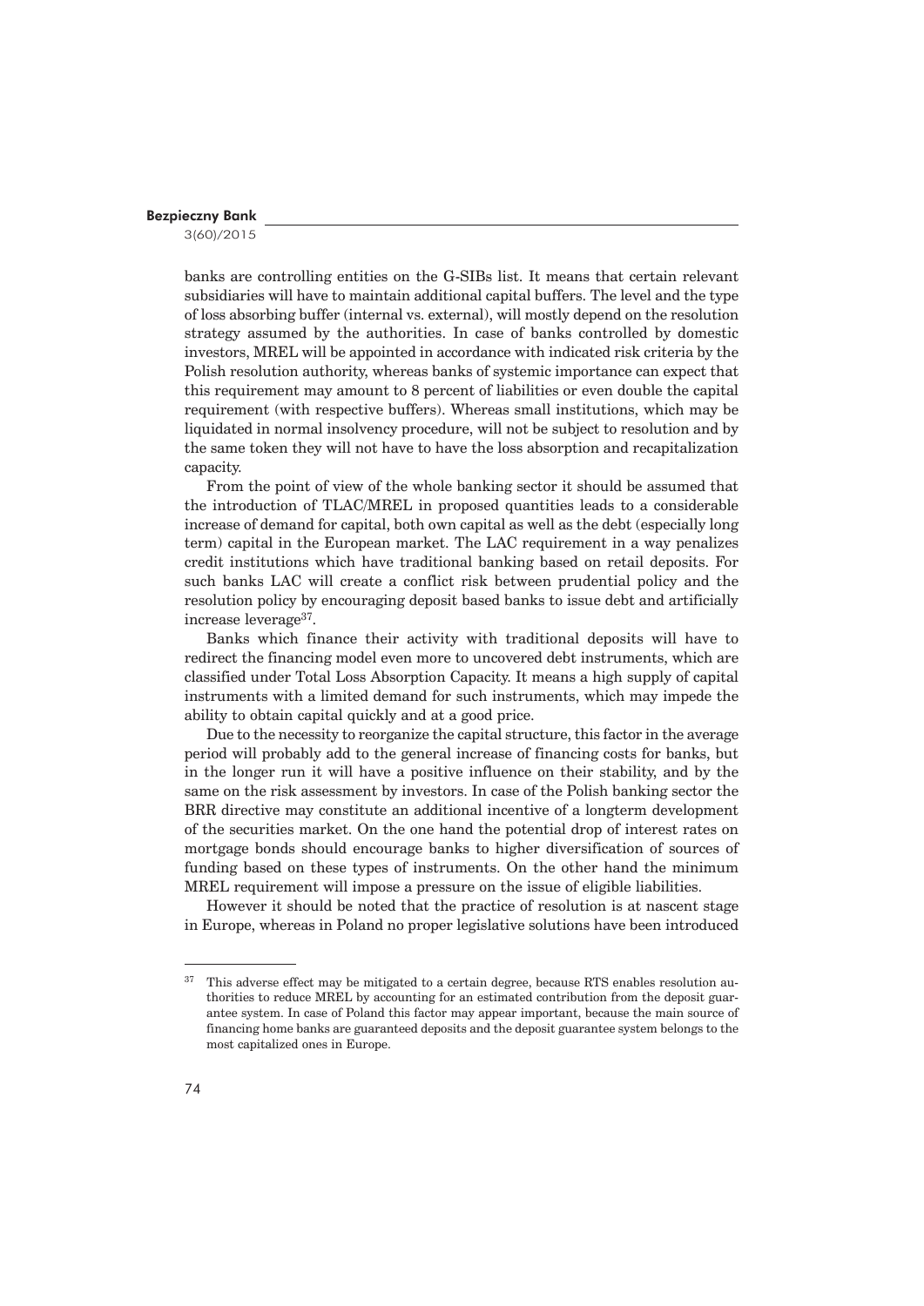banks are controlling entities on the G-SIBs list. It means that certain relevant subsidiaries will have to maintain additional capital buffers. The level and the type of loss absorbing buffer (internal vs. external), will mostly depend on the resolution strategy assumed by the authorities. In case of banks controlled by domestic investors, MREL will be appointed in accordance with indicated risk criteria by the Polish resolution authority, whereas banks of systemic importance can expect that this requirement may amount to 8 percent of liabilities or even double the capital requirement (with respective buffers). Whereas small institutions, which may be liquidated in normal insolvency procedure, will not be subject to resolution and by the same token they will not have to have the loss absorption and recapitalization capacity.

From the point of view of the whole banking sector it should be assumed that the introduction of TLAC/MREL in proposed quantities leads to a considerable increase of demand for capital, both own capital as well as the debt (especially long term) capital in the European market. The LAC requirement in a way penalizes credit institutions which have traditional banking based on retail deposits. For such banks LAC will create a conflict risk between prudential policy and the resolution policy by encouraging deposit based banks to issue debt and artificially increase leverage[37].

Banks which finance their activity with traditional deposits will have to redirect the financing model even more to uncovered debt instruments, which are classified under Total Loss Absorption Capacity. It means a high supply of capital instruments with a limited demand for such instruments, which may impede the ability to obtain capital quickly and at a good price.

Due to the necessity to reorganize the capital structure, this factor in the average period will probably add to the general increase of financing costs for banks, but in the longer run it will have a positive influence on their stability, and by the same on the risk assessment by investors. In case of the Polish banking sector the BRR directive may constitute an additional incentive of a longterm development of the securities market. On the one hand the potential drop of interest rates on mortgage bonds should encourage banks to higher diversification of sources of funding based on these types of instruments. On the other hand the minimum MREL requirement will impose a pressure on the issue of eligible liabilities.

However it should be noted that the practice of resolution is at nascent stage in Europe, whereas in Poland no proper legislative solutions have been introduced

---

[37] This adverse effect may be mitigated to a certain degree, because RTS enables resolution authorities to reduce MREL by accounting for an estimated contribution from the deposit guarantee system. In case of Poland this factor may appear important, because the main source of financing home banks are guaranteed deposits and the deposit guarantee system belongs to the most capitalized ones in Europe.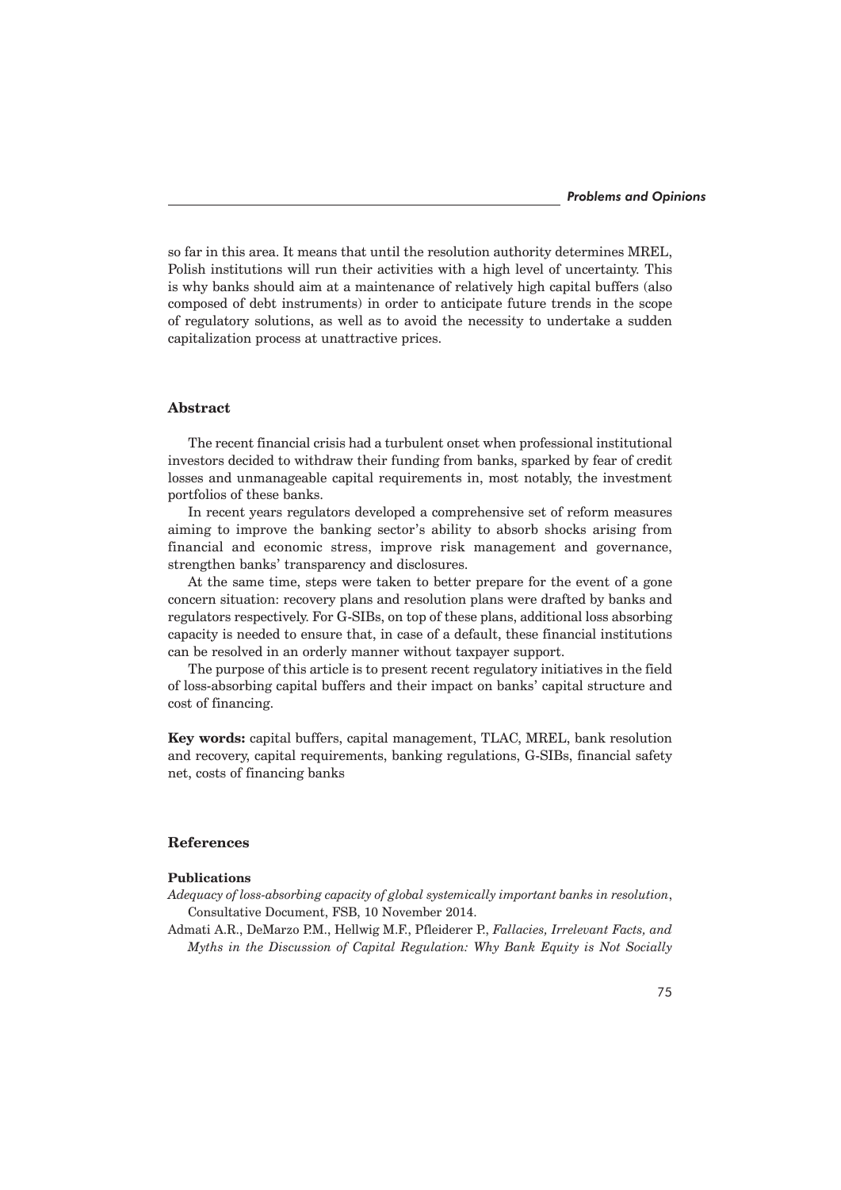so far in this area. It means that until the resolution authority determines MREL, Polish institutions will run their activities with a high level of uncertainty. This is why banks should aim at a maintenance of relatively high capital buffers (also composed of debt instruments) in order to anticipate future trends in the scope of regulatory solutions, as well as to avoid the necessity to undertake a sudden capitalization process at unattractive prices.

## Abstract

The recent financial crisis had a turbulent onset when professional institutional investors decided to withdraw their funding from banks, sparked by fear of credit losses and unmanageable capital requirements in, most notably, the investment portfolios of these banks.

In recent years regulators developed a comprehensive set of reform measures aiming to improve the banking sector's ability to absorb shocks arising from financial and economic stress, improve risk management and governance, strengthen banks' transparency and disclosures.

At the same time, steps were taken to better prepare for the event of a gone concern situation: recovery plans and resolution plans were drafted by banks and regulators respectively. For G-SIBs, on top of these plans, additional loss absorbing capacity is needed to ensure that, in case of a default, these financial institutions can be resolved in an orderly manner without taxpayer support.

The purpose of this article is to present recent regulatory initiatives in the field of loss-absorbing capital buffers and their impact on banks' capital structure and cost of financing.

**Key words:** capital buffers, capital management, TLAC, MREL, bank resolution and recovery, capital requirements, banking regulations, G-SIBs, financial safety net, costs of financing banks

## References

### Publications

*Adequacy of loss-absorbing capacity of global systemically important banks in resolution*, Consultative Document, FSB, 10 November 2014.

Admati A.R., DeMarzo P.M., Hellwig M.F., Pfleiderer P., *Fallacies, Irrelevant Facts, and Myths in the Discussion of Capital Regulation: Why Bank Equity is Not Socially*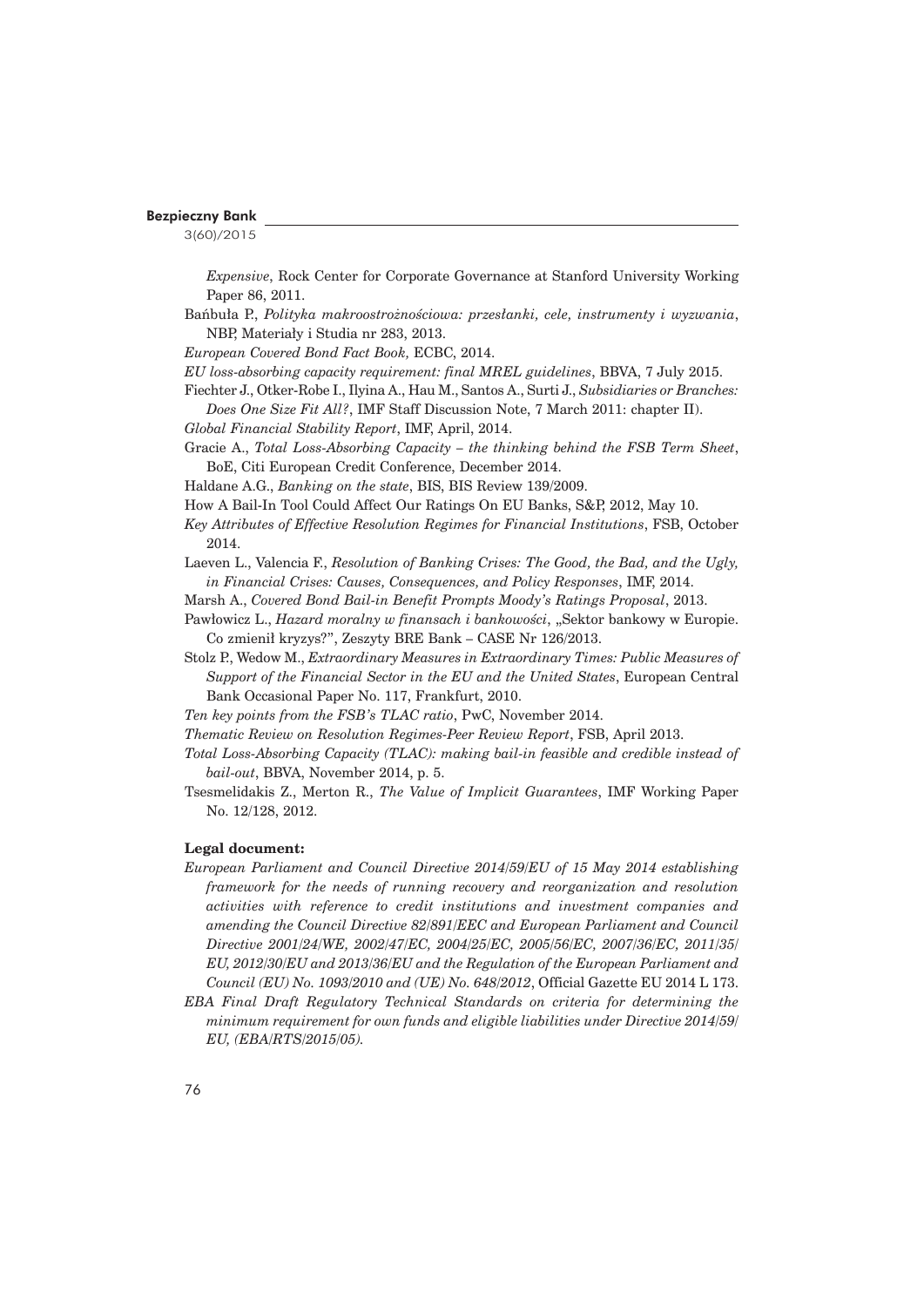*Expensive*, Rock Center for Corporate Governance at Stanford University Working Paper 86, 2011.

Bańbuła P., *Polityka makroostrożnościowa: przesłanki, cele, instrumenty i wyzwania*, NBP, Materiały i Studia nr 283, 2013.

*European Covered Bond Fact Book,* ECBC, 2014.

*EU loss-absorbing capacity requirement: final MREL guidelines*, BBVA, 7 July 2015.

Fiechter J., Otker-Robe I., Ilyina A., Hau M., Santos A., Surti J., *Subsidiaries or Branches: Does One Size Fit All?*, IMF Staff Discussion Note, 7 March 2011: chapter II).

*Global Financial Stability Report*, IMF, April, 2014.

Gracie A., *Total Loss-Absorbing Capacity – the thinking behind the FSB Term Sheet*, BoE, Citi European Credit Conference, December 2014.

Haldane A.G., *Banking on the state*, BIS, BIS Review 139/2009.

How A Bail-In Tool Could Affect Our Ratings On EU Banks, S&P, 2012, May 10.

*Key Attributes of Effective Resolution Regimes for Financial Institutions*, FSB, October 2014.

Laeven L., Valencia F., *Resolution of Banking Crises: The Good, the Bad, and the Ugly, in Financial Crises: Causes, Consequences, and Policy Responses*, IMF, 2014.

Marsh A., *Covered Bond Bail-in Benefit Prompts Moody's Ratings Proposal*, 2013.

Pawłowicz L., *Hazard moralny w finansach i bankowości*, „Sektor bankowy w Europie. Co zmienił kryzys?", Zeszyty BRE Bank – CASE Nr 126/2013.

Stolz P., Wedow M., *Extraordinary Measures in Extraordinary Times: Public Measures of Support of the Financial Sector in the EU and the United States*, European Central Bank Occasional Paper No. 117, Frankfurt, 2010.

*Ten key points from the FSB's TLAC ratio*, PwC, November 2014.

*Thematic Review on Resolution Regimes-Peer Review Report*, FSB, April 2013.

*Total Loss-Absorbing Capacity (TLAC): making bail-in feasible and credible instead of bail-out*, BBVA, November 2014, p. 5.

Tsesmelidakis Z., Merton R., *The Value of Implicit Guarantees*, IMF Working Paper No. 12/128, 2012.

**Legal document:**

*European Parliament and Council Directive 2014/59/EU of 15 May 2014 establishing framework for the needs of running recovery and reorganization and resolution activities with reference to credit institutions and investment companies and amending the Council Directive 82/891/EEC and European Parliament and Council Directive 2001/24/WE, 2002/47/EC, 2004/25/EC, 2005/56/EC, 2007/36/EC, 2011/35/EU, 2012/30/EU and 2013/36/EU and the Regulation of the European Parliament and Council (EU) No. 1093/2010 and (UE) No. 648/2012*, Official Gazette EU 2014 L 173.

*EBA Final Draft Regulatory Technical Standards on criteria for determining the minimum requirement for own funds and eligible liabilities under Directive 2014/59/EU, (EBA/RTS/2015/05).*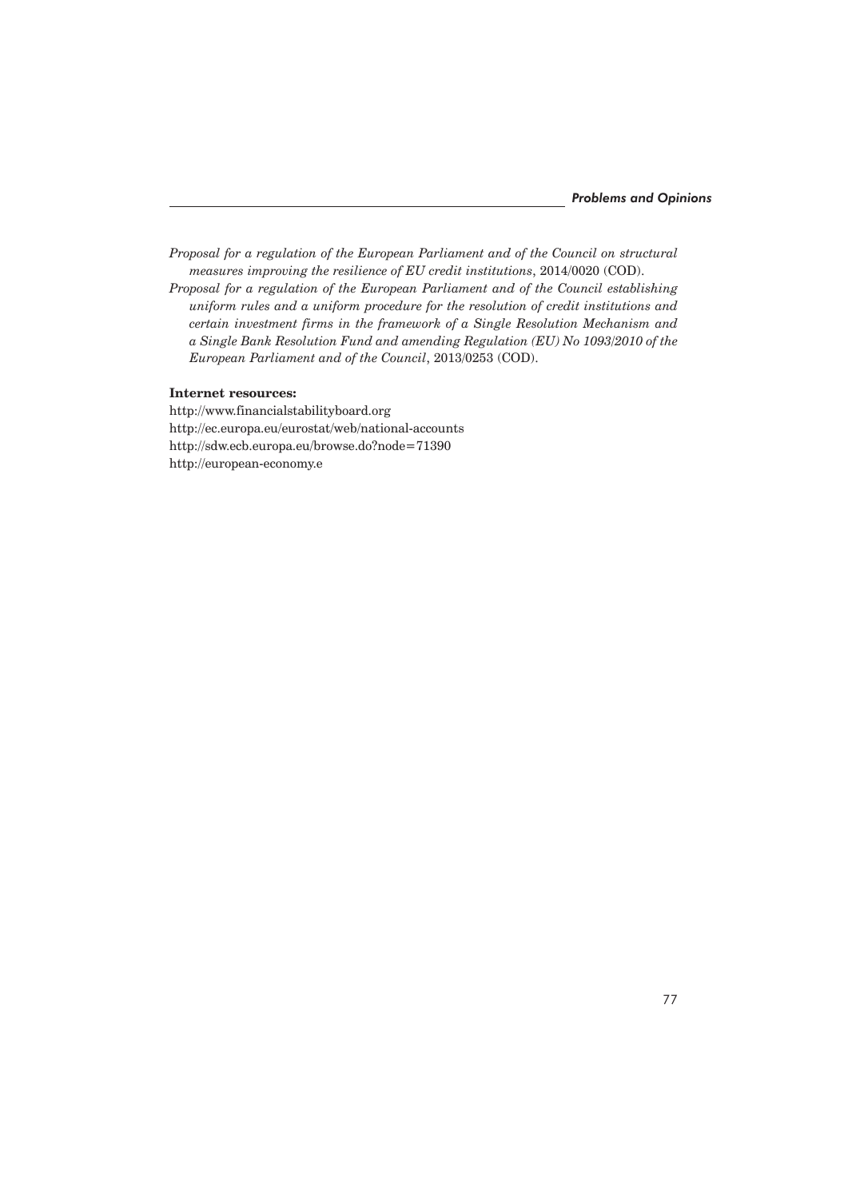*Proposal for a regulation of the European Parliament and of the Council on structural measures improving the resilience of EU credit institutions*, 2014/0020 (COD).

*Proposal for a regulation of the European Parliament and of the Council establishing uniform rules and a uniform procedure for the resolution of credit institutions and certain investment firms in the framework of a Single Resolution Mechanism and a Single Bank Resolution Fund and amending Regulation (EU) No 1093/2010 of the European Parliament and of the Council*, 2013/0253 (COD).

**Internet resources:**

http://www.financialstabilityboard.org
http://ec.europa.eu/eurostat/web/national-accounts
http://sdw.ecb.europa.eu/browse.do?node=71390
http://european-economy.e